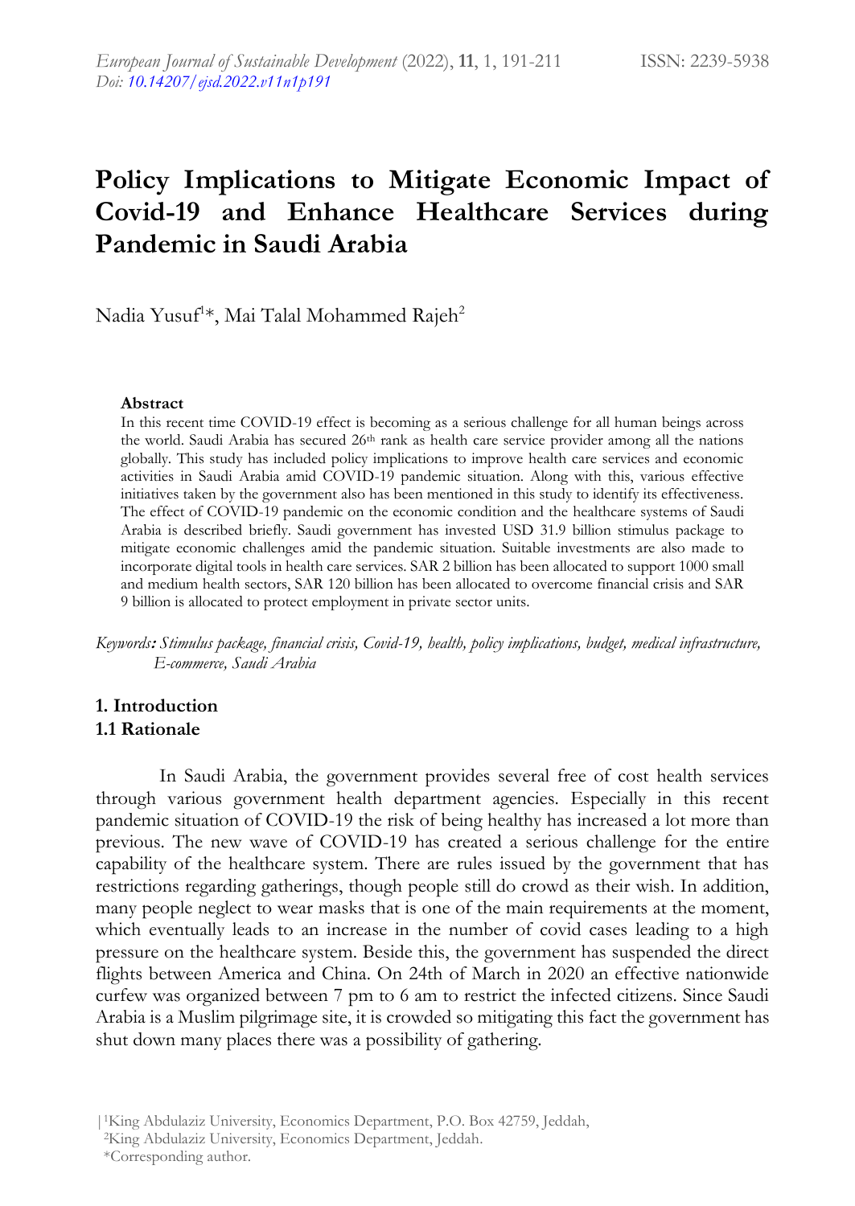# Policy Implications to Mitigate Economic Impact of Covid-19 and Enhance Healthcare Services during Pandemic in Saudi Arabia

Nadia Yusuf[1]*, Mai Talal Mohammed Rajeh[2]

**Abstract**

In this recent time COVID-19 effect is becoming as a serious challenge for all human beings across the world. Saudi Arabia has secured 26th rank as health care service provider among all the nations globally. This study has included policy implications to improve health care services and economic activities in Saudi Arabia amid COVID-19 pandemic situation. Along with this, various effective initiatives taken by the government also has been mentioned in this study to identify its effectiveness. The effect of COVID-19 pandemic on the economic condition and the healthcare systems of Saudi Arabia is described briefly. Saudi government has invested USD 31.9 billion stimulus package to mitigate economic challenges amid the pandemic situation. Suitable investments are also made to incorporate digital tools in health care services. SAR 2 billion has been allocated to support 1000 small and medium health sectors, SAR 120 billion has been allocated to overcome financial crisis and SAR 9 billion is allocated to protect employment in private sector units.

*Keywords: Stimulus package, financial crisis, Covid-19, health, policy implications, budget, medical infrastructure, E-commerce, Saudi Arabia*

## 1. Introduction

### 1.1 Rationale

In Saudi Arabia, the government provides several free of cost health services through various government health department agencies. Especially in this recent pandemic situation of COVID-19 the risk of being healthy has increased a lot more than previous. The new wave of COVID-19 has created a serious challenge for the entire capability of the healthcare system. There are rules issued by the government that has restrictions regarding gatherings, though people still do crowd as their wish. In addition, many people neglect to wear masks that is one of the main requirements at the moment, which eventually leads to an increase in the number of covid cases leading to a high pressure on the healthcare system. Beside this, the government has suspended the direct flights between America and China. On 24th of March in 2020 an effective nationwide curfew was organized between 7 pm to 6 am to restrict the infected citizens. Since Saudi Arabia is a Muslim pilgrimage site, it is crowded so mitigating this fact the government has shut down many places there was a possibility of gathering.

[1]King Abdulaziz University, Economics Department, P.O. Box 42759, Jeddah,
[2]King Abdulaziz University, Economics Department, Jeddah.
*Corresponding author.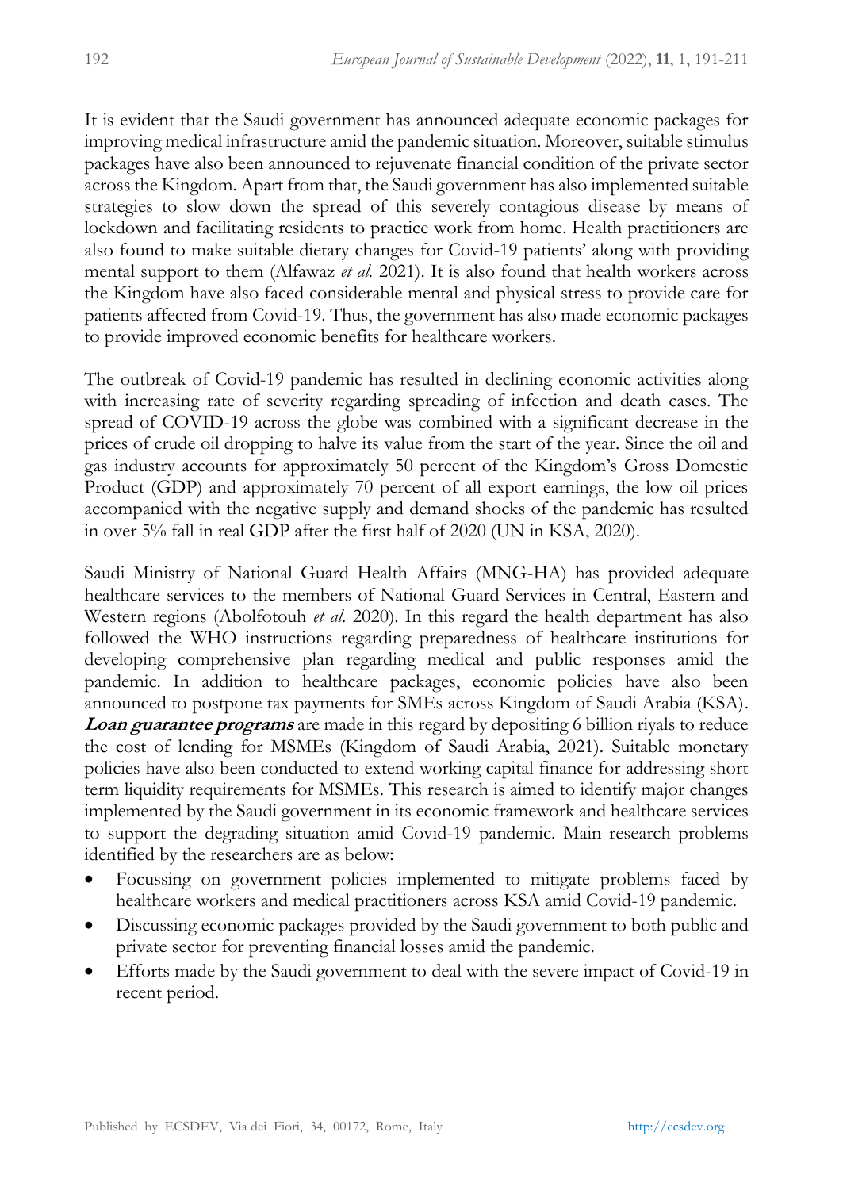It is evident that the Saudi government has announced adequate economic packages for improving medical infrastructure amid the pandemic situation. Moreover, suitable stimulus packages have also been announced to rejuvenate financial condition of the private sector across the Kingdom. Apart from that, the Saudi government has also implemented suitable strategies to slow down the spread of this severely contagious disease by means of lockdown and facilitating residents to practice work from home. Health practitioners are also found to make suitable dietary changes for Covid-19 patients' along with providing mental support to them (Alfawaz *et al.* 2021). It is also found that health workers across the Kingdom have also faced considerable mental and physical stress to provide care for patients affected from Covid-19. Thus, the government has also made economic packages to provide improved economic benefits for healthcare workers.

The outbreak of Covid-19 pandemic has resulted in declining economic activities along with increasing rate of severity regarding spreading of infection and death cases. The spread of COVID-19 across the globe was combined with a significant decrease in the prices of crude oil dropping to halve its value from the start of the year. Since the oil and gas industry accounts for approximately 50 percent of the Kingdom's Gross Domestic Product (GDP) and approximately 70 percent of all export earnings, the low oil prices accompanied with the negative supply and demand shocks of the pandemic has resulted in over 5% fall in real GDP after the first half of 2020 (UN in KSA, 2020).

Saudi Ministry of National Guard Health Affairs (MNG-HA) has provided adequate healthcare services to the members of National Guard Services in Central, Eastern and Western regions (Abolfotouh *et al.* 2020). In this regard the health department has also followed the WHO instructions regarding preparedness of healthcare institutions for developing comprehensive plan regarding medical and public responses amid the pandemic. In addition to healthcare packages, economic policies have also been announced to postpone tax payments for SMEs across Kingdom of Saudi Arabia (KSA). ***Loan guarantee programs*** are made in this regard by depositing 6 billion riyals to reduce the cost of lending for MSMEs (Kingdom of Saudi Arabia, 2021). Suitable monetary policies have also been conducted to extend working capital finance for addressing short term liquidity requirements for MSMEs. This research is aimed to identify major changes implemented by the Saudi government in its economic framework and healthcare services to support the degrading situation amid Covid-19 pandemic. Main research problems identified by the researchers are as below:

- Focussing on government policies implemented to mitigate problems faced by healthcare workers and medical practitioners across KSA amid Covid-19 pandemic.
- Discussing economic packages provided by the Saudi government to both public and private sector for preventing financial losses amid the pandemic.
- Efforts made by the Saudi government to deal with the severe impact of Covid-19 in recent period.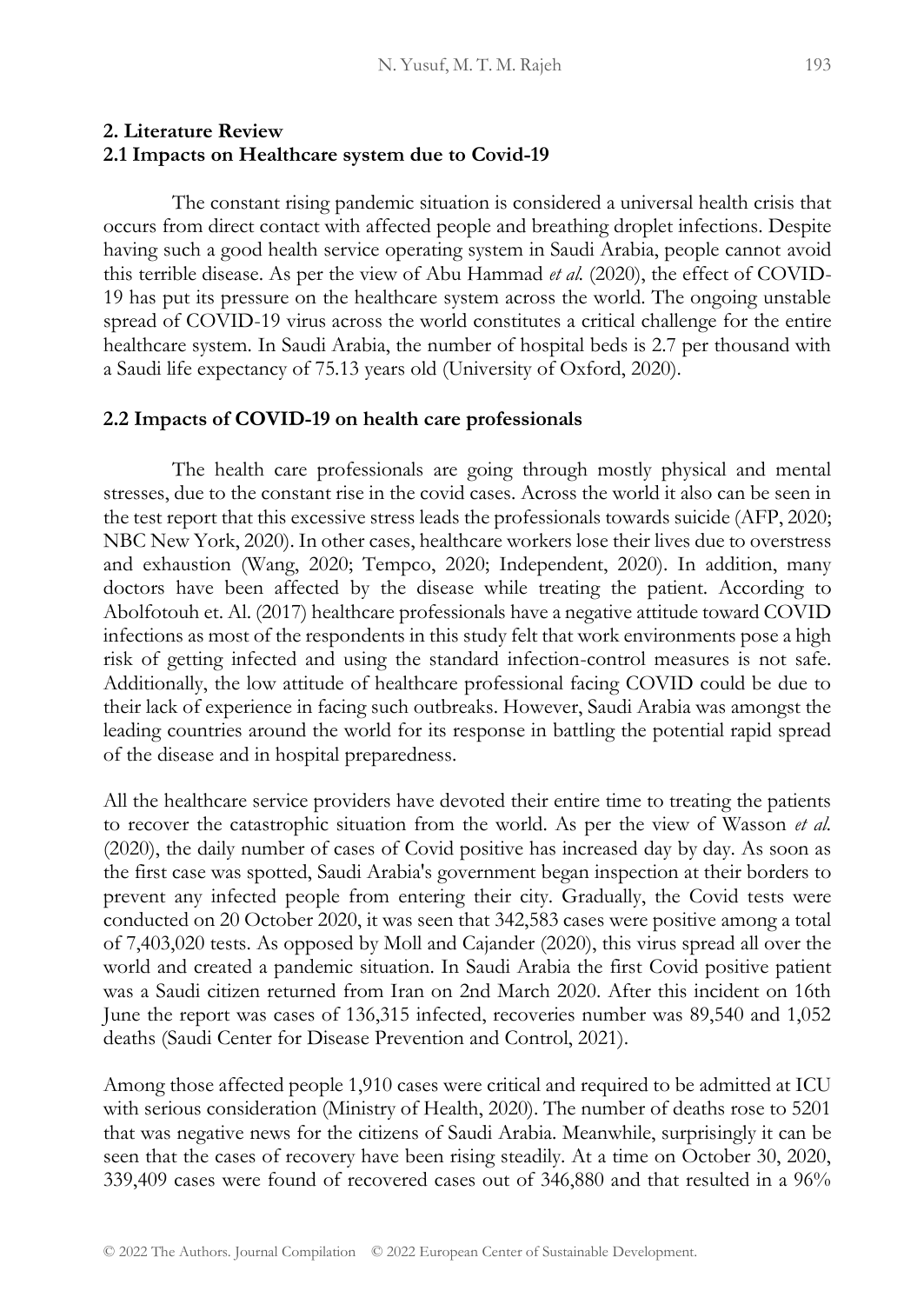## 2. Literature Review

### 2.1 Impacts on Healthcare system due to Covid-19

The constant rising pandemic situation is considered a universal health crisis that occurs from direct contact with affected people and breathing droplet infections. Despite having such a good health service operating system in Saudi Arabia, people cannot avoid this terrible disease. As per the view of Abu Hammad *et al.* (2020), the effect of COVID-19 has put its pressure on the healthcare system across the world. The ongoing unstable spread of COVID-19 virus across the world constitutes a critical challenge for the entire healthcare system. In Saudi Arabia, the number of hospital beds is 2.7 per thousand with a Saudi life expectancy of 75.13 years old (University of Oxford, 2020).

### 2.2 Impacts of COVID-19 on health care professionals

The health care professionals are going through mostly physical and mental stresses, due to the constant rise in the covid cases. Across the world it also can be seen in the test report that this excessive stress leads the professionals towards suicide (AFP, 2020; NBC New York, 2020). In other cases, healthcare workers lose their lives due to overstress and exhaustion (Wang, 2020; Tempco, 2020; Independent, 2020). In addition, many doctors have been affected by the disease while treating the patient. According to Abolfotouh et. Al. (2017) healthcare professionals have a negative attitude toward COVID infections as most of the respondents in this study felt that work environments pose a high risk of getting infected and using the standard infection-control measures is not safe. Additionally, the low attitude of healthcare professional facing COVID could be due to their lack of experience in facing such outbreaks. However, Saudi Arabia was amongst the leading countries around the world for its response in battling the potential rapid spread of the disease and in hospital preparedness.

All the healthcare service providers have devoted their entire time to treating the patients to recover the catastrophic situation from the world. As per the view of Wasson *et al.* (2020), the daily number of cases of Covid positive has increased day by day. As soon as the first case was spotted, Saudi Arabia's government began inspection at their borders to prevent any infected people from entering their city. Gradually, the Covid tests were conducted on 20 October 2020, it was seen that 342,583 cases were positive among a total of 7,403,020 tests. As opposed by Moll and Cajander (2020), this virus spread all over the world and created a pandemic situation. In Saudi Arabia the first Covid positive patient was a Saudi citizen returned from Iran on 2nd March 2020. After this incident on 16th June the report was cases of 136,315 infected, recoveries number was 89,540 and 1,052 deaths (Saudi Center for Disease Prevention and Control, 2021).

Among those affected people 1,910 cases were critical and required to be admitted at ICU with serious consideration (Ministry of Health, 2020). The number of deaths rose to 5201 that was negative news for the citizens of Saudi Arabia. Meanwhile, surprisingly it can be seen that the cases of recovery have been rising steadily. At a time on October 30, 2020, 339,409 cases were found of recovered cases out of 346,880 and that resulted in a 96%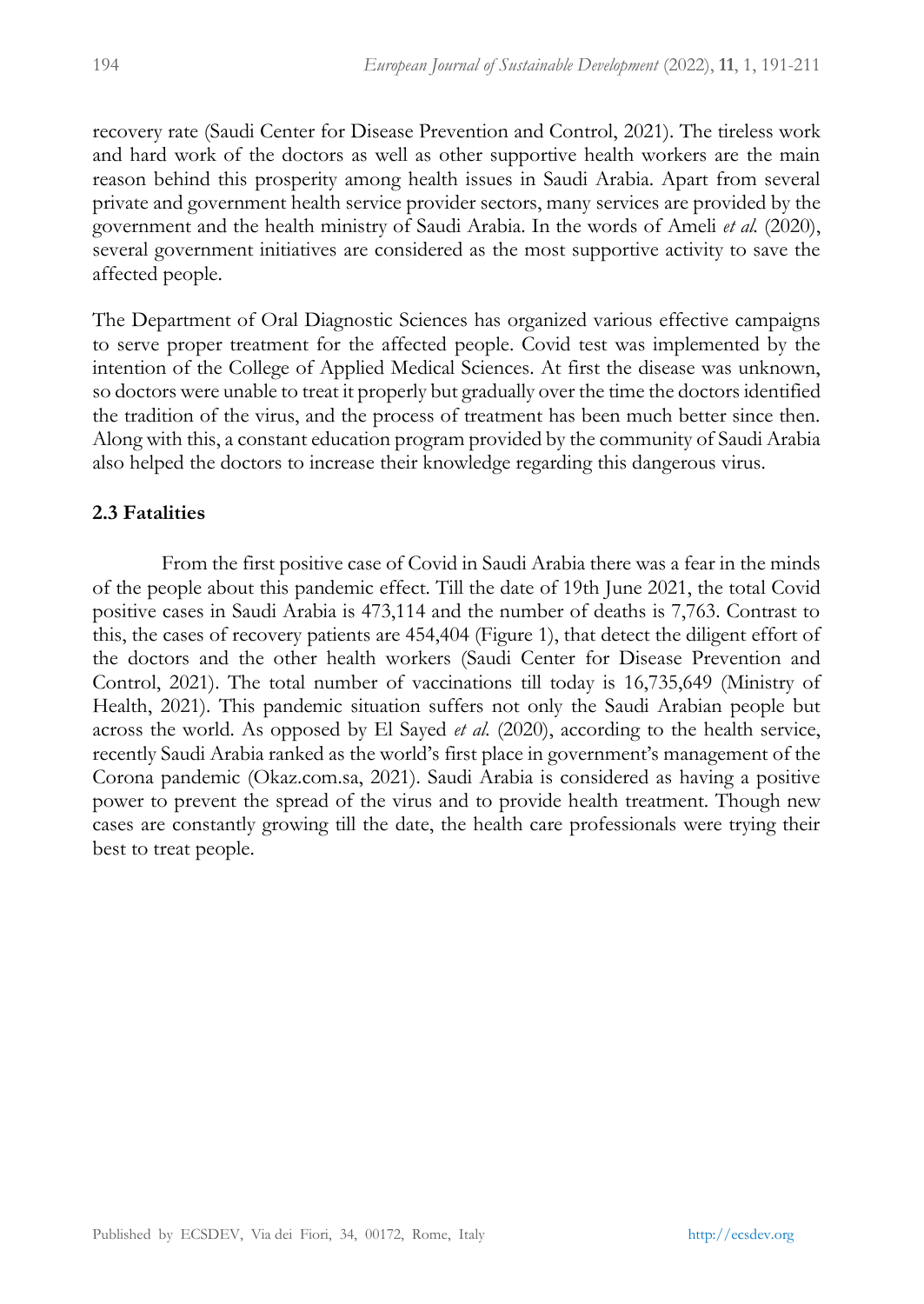recovery rate (Saudi Center for Disease Prevention and Control, 2021). The tireless work and hard work of the doctors as well as other supportive health workers are the main reason behind this prosperity among health issues in Saudi Arabia. Apart from several private and government health service provider sectors, many services are provided by the government and the health ministry of Saudi Arabia. In the words of Ameli *et al.* (2020), several government initiatives are considered as the most supportive activity to save the affected people.

The Department of Oral Diagnostic Sciences has organized various effective campaigns to serve proper treatment for the affected people. Covid test was implemented by the intention of the College of Applied Medical Sciences. At first the disease was unknown, so doctors were unable to treat it properly but gradually over the time the doctors identified the tradition of the virus, and the process of treatment has been much better since then. Along with this, a constant education program provided by the community of Saudi Arabia also helped the doctors to increase their knowledge regarding this dangerous virus.

### 2.3 Fatalities

From the first positive case of Covid in Saudi Arabia there was a fear in the minds of the people about this pandemic effect. Till the date of 19th June 2021, the total Covid positive cases in Saudi Arabia is 473,114 and the number of deaths is 7,763. Contrast to this, the cases of recovery patients are 454,404 (Figure 1), that detect the diligent effort of the doctors and the other health workers (Saudi Center for Disease Prevention and Control, 2021). The total number of vaccinations till today is 16,735,649 (Ministry of Health, 2021). This pandemic situation suffers not only the Saudi Arabian people but across the world. As opposed by El Sayed *et al.* (2020), according to the health service, recently Saudi Arabia ranked as the world's first place in government's management of the Corona pandemic (Okaz.com.sa, 2021). Saudi Arabia is considered as having a positive power to prevent the spread of the virus and to provide health treatment. Though new cases are constantly growing till the date, the health care professionals were trying their best to treat people.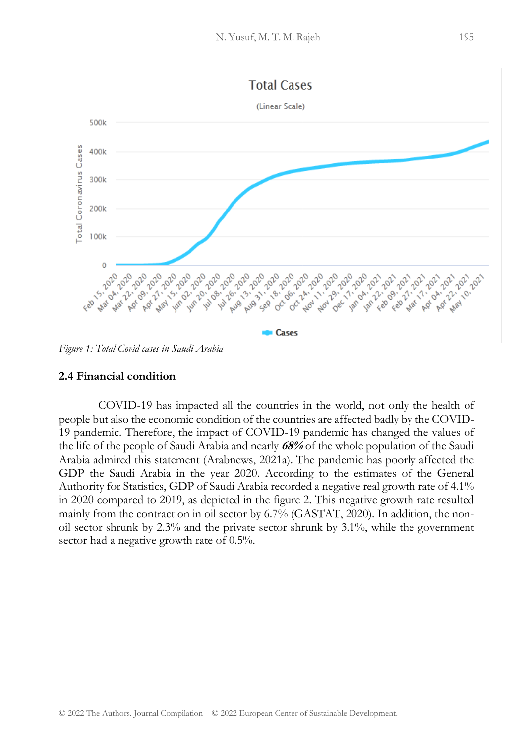*Figure 1: Total Covid cases in Saudi Arabia*

### 2.4 Financial condition

COVID-19 has impacted all the countries in the world, not only the health of people but also the economic condition of the countries are affected badly by the COVID-19 pandemic. Therefore, the impact of COVID-19 pandemic has changed the values of the life of the people of Saudi Arabia and nearly ***68%*** of the whole population of the Saudi Arabia admired this statement (Arabnews, 2021a). The pandemic has poorly affected the GDP the Saudi Arabia in the year 2020. According to the estimates of the General Authority for Statistics, GDP of Saudi Arabia recorded a negative real growth rate of 4.1% in 2020 compared to 2019, as depicted in the figure 2. This negative growth rate resulted mainly from the contraction in oil sector by 6.7% (GASTAT, 2020). In addition, the non-oil sector shrunk by 2.3% and the private sector shrunk by 3.1%, while the government sector had a negative growth rate of 0.5%.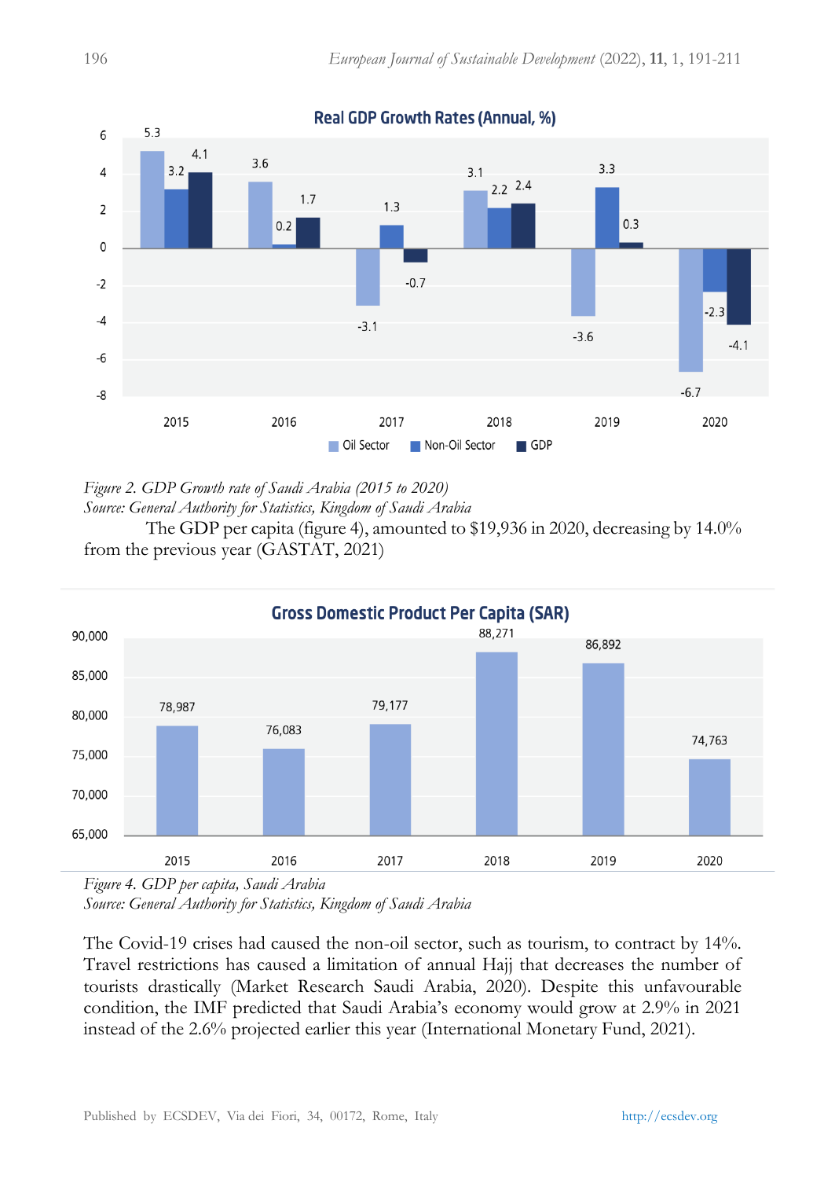Real GDP Growth Rates (Annual, %)

| Year | Oil Sector | Non-Oil Sector | GDP |
|---|---|---|---|
| 2015 | 5.3 | 3.2 | 4.1 |
| 2016 | 3.6 | 0.2 | 1.7 |
| 2017 | -3.1 | 1.3 | -0.7 |
| 2018 | 3.1 | 2.2 | 2.4 |
| 2019 | -3.6 | 3.3 | 0.3 |
| 2020 | -6.7 | -2.3 | -4.1 |

*Figure 2. GDP Growth rate of Saudi Arabia (2015 to 2020)*
*Source: General Authority for Statistics, Kingdom of Saudi Arabia*

The GDP per capita (figure 4), amounted to $19,936 in 2020, decreasing by 14.0% from the previous year (GASTAT, 2021)

Gross Domestic Product Per Capita (SAR)

| Year | GDP Per Capita (SAR) |
|---|---|
| 2015 | 78,987 |
| 2016 | 76,083 |
| 2017 | 79,177 |
| 2018 | 88,271 |
| 2019 | 86,892 |
| 2020 | 74,763 |

*Figure 4. GDP per capita, Saudi Arabia*
*Source: General Authority for Statistics, Kingdom of Saudi Arabia*

The Covid-19 crises had caused the non-oil sector, such as tourism, to contract by 14%. Travel restrictions has caused a limitation of annual Hajj that decreases the number of tourists drastically (Market Research Saudi Arabia, 2020). Despite this unfavourable condition, the IMF predicted that Saudi Arabia's economy would grow at 2.9% in 2021 instead of the 2.6% projected earlier this year (International Monetary Fund, 2021).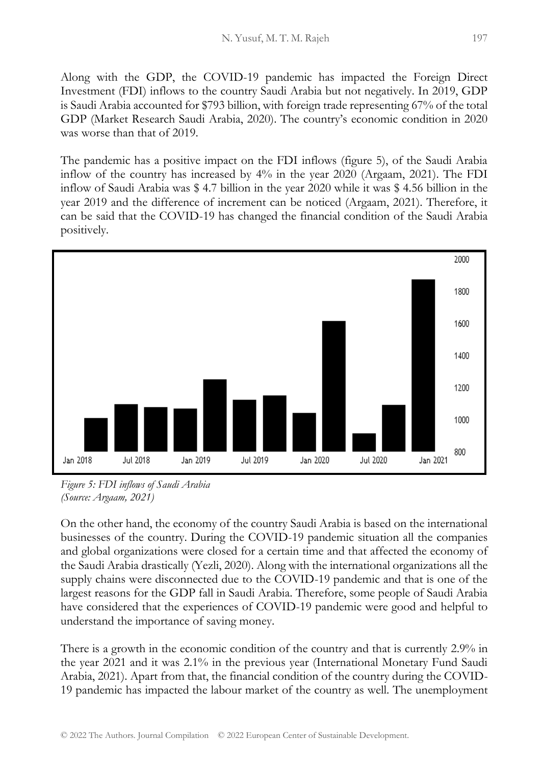Along with the GDP, the COVID-19 pandemic has impacted the Foreign Direct Investment (FDI) inflows to the country Saudi Arabia but not negatively. In 2019, GDP is Saudi Arabia accounted for $793 billion, with foreign trade representing 67% of the total GDP (Market Research Saudi Arabia, 2020). The country's economic condition in 2020 was worse than that of 2019.

The pandemic has a positive impact on the FDI inflows (figure 5), of the Saudi Arabia inflow of the country has increased by 4% in the year 2020 (Argaam, 2021). The FDI inflow of Saudi Arabia was $ 4.7 billion in the year 2020 while it was $ 4.56 billion in the year 2019 and the difference of increment can be noticed (Argaam, 2021). Therefore, it can be said that the COVID-19 has changed the financial condition of the Saudi Arabia positively.

*Figure 5: FDI inflows of Saudi Arabia*
*(Source: Argaam, 2021)*

On the other hand, the economy of the country Saudi Arabia is based on the international businesses of the country. During the COVID-19 pandemic situation all the companies and global organizations were closed for a certain time and that affected the economy of the Saudi Arabia drastically (Yezli, 2020). Along with the international organizations all the supply chains were disconnected due to the COVID-19 pandemic and that is one of the largest reasons for the GDP fall in Saudi Arabia. Therefore, some people of Saudi Arabia have considered that the experiences of COVID-19 pandemic were good and helpful to understand the importance of saving money.

There is a growth in the economic condition of the country and that is currently 2.9% in the year 2021 and it was 2.1% in the previous year (International Monetary Fund Saudi Arabia, 2021). Apart from that, the financial condition of the country during the COVID-19 pandemic has impacted the labour market of the country as well. The unemployment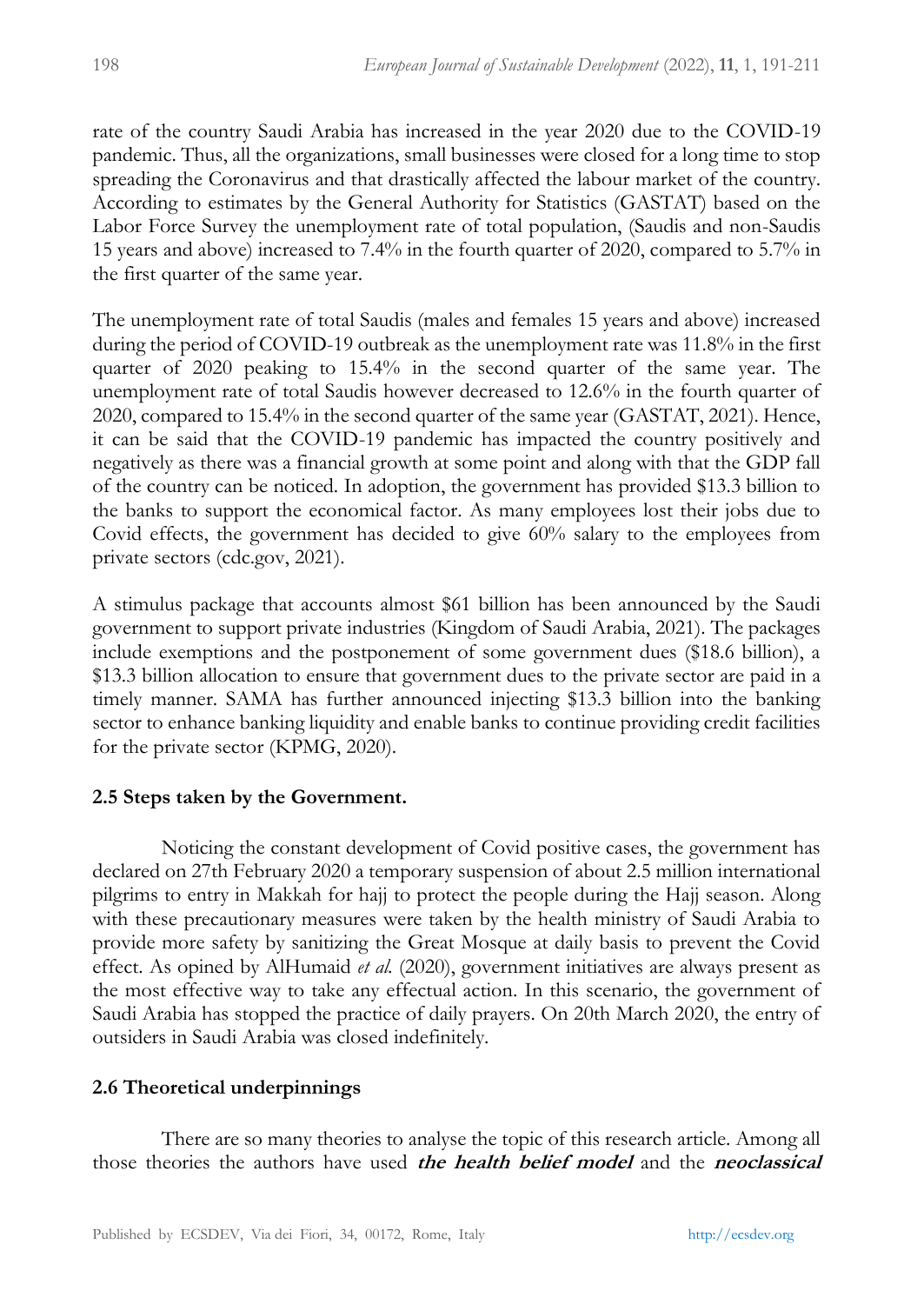rate of the country Saudi Arabia has increased in the year 2020 due to the COVID-19 pandemic. Thus, all the organizations, small businesses were closed for a long time to stop spreading the Coronavirus and that drastically affected the labour market of the country. According to estimates by the General Authority for Statistics (GASTAT) based on the Labor Force Survey the unemployment rate of total population, (Saudis and non-Saudis 15 years and above) increased to 7.4% in the fourth quarter of 2020, compared to 5.7% in the first quarter of the same year.

The unemployment rate of total Saudis (males and females 15 years and above) increased during the period of COVID-19 outbreak as the unemployment rate was 11.8% in the first quarter of 2020 peaking to 15.4% in the second quarter of the same year. The unemployment rate of total Saudis however decreased to 12.6% in the fourth quarter of 2020, compared to 15.4% in the second quarter of the same year (GASTAT, 2021). Hence, it can be said that the COVID-19 pandemic has impacted the country positively and negatively as there was a financial growth at some point and along with that the GDP fall of the country can be noticed. In adoption, the government has provided $13.3 billion to the banks to support the economical factor. As many employees lost their jobs due to Covid effects, the government has decided to give 60% salary to the employees from private sectors (cdc.gov, 2021).

A stimulus package that accounts almost $61 billion has been announced by the Saudi government to support private industries (Kingdom of Saudi Arabia, 2021). The packages include exemptions and the postponement of some government dues ($18.6 billion), a $13.3 billion allocation to ensure that government dues to the private sector are paid in a timely manner. SAMA has further announced injecting $13.3 billion into the banking sector to enhance banking liquidity and enable banks to continue providing credit facilities for the private sector (KPMG, 2020).

### 2.5 Steps taken by the Government.

Noticing the constant development of Covid positive cases, the government has declared on 27th February 2020 a temporary suspension of about 2.5 million international pilgrims to entry in Makkah for hajj to protect the people during the Hajj season. Along with these precautionary measures were taken by the health ministry of Saudi Arabia to provide more safety by sanitizing the Great Mosque at daily basis to prevent the Covid effect. As opined by AlHumaid *et al.* (2020), government initiatives are always present as the most effective way to take any effectual action. In this scenario, the government of Saudi Arabia has stopped the practice of daily prayers. On 20th March 2020, the entry of outsiders in Saudi Arabia was closed indefinitely.

### 2.6 Theoretical underpinnings

There are so many theories to analyse the topic of this research article. Among all those theories the authors have used ***the health belief model*** and the ***neoclassical***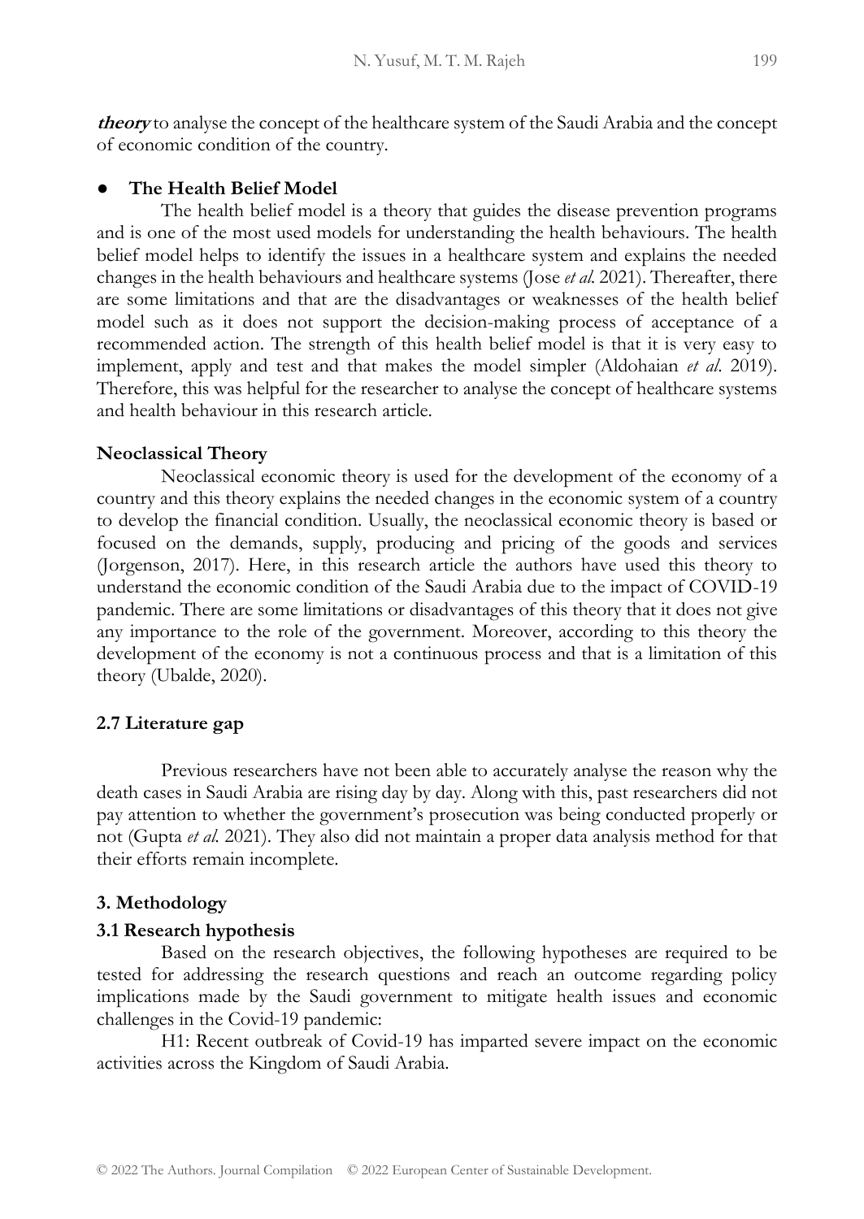**theory** to analyse the concept of the healthcare system of the Saudi Arabia and the concept of economic condition of the country.

- **The Health Belief Model**

The health belief model is a theory that guides the disease prevention programs and is one of the most used models for understanding the health behaviours. The health belief model helps to identify the issues in a healthcare system and explains the needed changes in the health behaviours and healthcare systems (Jose *et al.* 2021). Thereafter, there are some limitations and that are the disadvantages or weaknesses of the health belief model such as it does not support the decision-making process of acceptance of a recommended action. The strength of this health belief model is that it is very easy to implement, apply and test and that makes the model simpler (Aldohaian *et al.* 2019). Therefore, this was helpful for the researcher to analyse the concept of healthcare systems and health behaviour in this research article.

**Neoclassical Theory**

Neoclassical economic theory is used for the development of the economy of a country and this theory explains the needed changes in the economic system of a country to develop the financial condition. Usually, the neoclassical economic theory is based or focused on the demands, supply, producing and pricing of the goods and services (Jorgenson, 2017). Here, in this research article the authors have used this theory to understand the economic condition of the Saudi Arabia due to the impact of COVID-19 pandemic. There are some limitations or disadvantages of this theory that it does not give any importance to the role of the government. Moreover, according to this theory the development of the economy is not a continuous process and that is a limitation of this theory (Ubalde, 2020).

### 2.7 Literature gap

Previous researchers have not been able to accurately analyse the reason why the death cases in Saudi Arabia are rising day by day. Along with this, past researchers did not pay attention to whether the government's prosecution was being conducted properly or not (Gupta *et al.* 2021). They also did not maintain a proper data analysis method for that their efforts remain incomplete.

## 3. Methodology

### 3.1 Research hypothesis

Based on the research objectives, the following hypotheses are required to be tested for addressing the research questions and reach an outcome regarding policy implications made by the Saudi government to mitigate health issues and economic challenges in the Covid-19 pandemic:

H1: Recent outbreak of Covid-19 has imparted severe impact on the economic activities across the Kingdom of Saudi Arabia.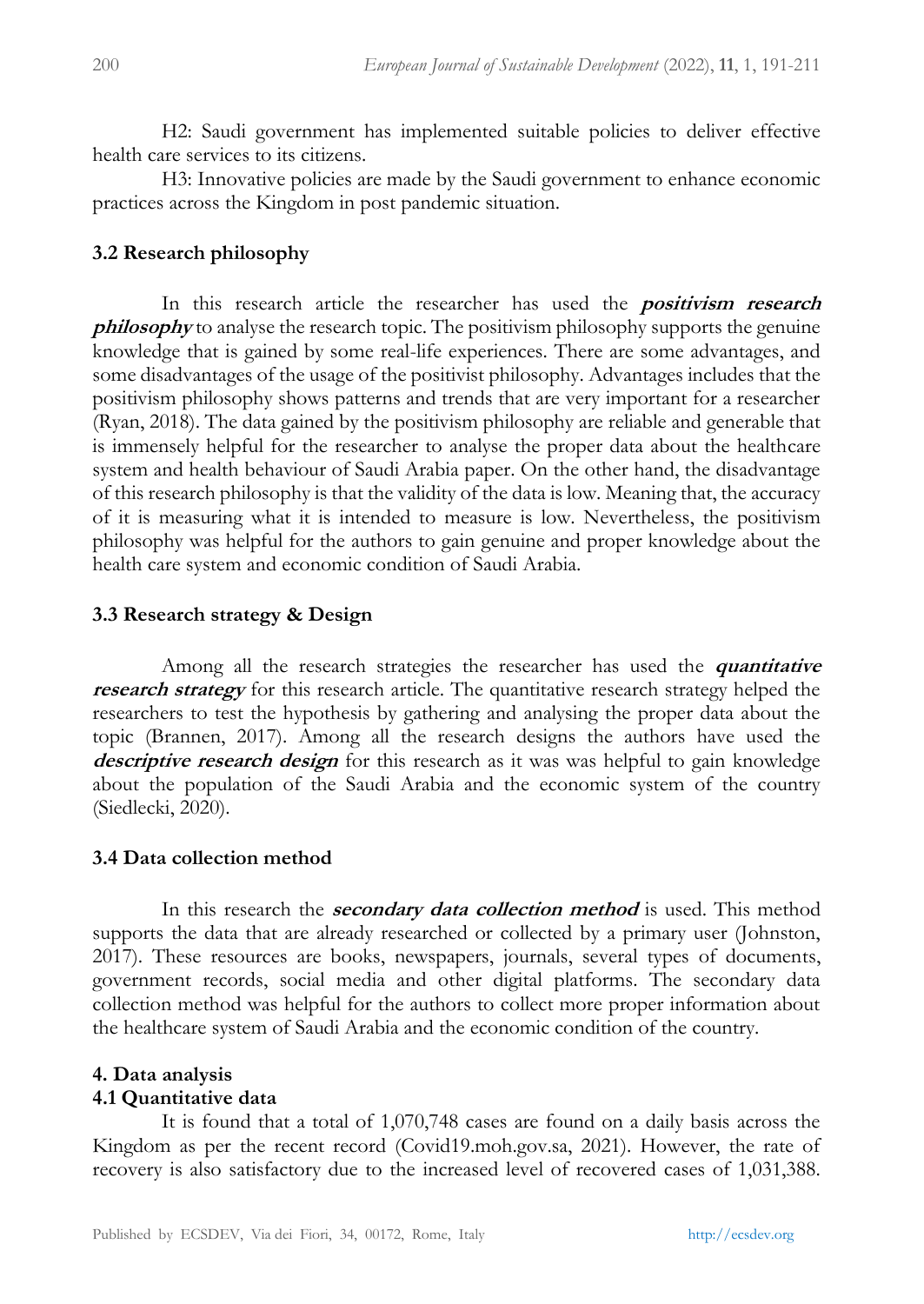H2: Saudi government has implemented suitable policies to deliver effective health care services to its citizens.

H3: Innovative policies are made by the Saudi government to enhance economic practices across the Kingdom in post pandemic situation.

### 3.2 Research philosophy

In this research article the researcher has used the ***positivism research philosophy*** to analyse the research topic. The positivism philosophy supports the genuine knowledge that is gained by some real-life experiences. There are some advantages, and some disadvantages of the usage of the positivist philosophy. Advantages includes that the positivism philosophy shows patterns and trends that are very important for a researcher (Ryan, 2018). The data gained by the positivism philosophy are reliable and generable that is immensely helpful for the researcher to analyse the proper data about the healthcare system and health behaviour of Saudi Arabia paper. On the other hand, the disadvantage of this research philosophy is that the validity of the data is low. Meaning that, the accuracy of it is measuring what it is intended to measure is low. Nevertheless, the positivism philosophy was helpful for the authors to gain genuine and proper knowledge about the health care system and economic condition of Saudi Arabia.

### 3.3 Research strategy & Design

Among all the research strategies the researcher has used the ***quantitative research strategy*** for this research article. The quantitative research strategy helped the researchers to test the hypothesis by gathering and analysing the proper data about the topic (Brannen, 2017). Among all the research designs the authors have used the ***descriptive research design*** for this research as it was was helpful to gain knowledge about the population of the Saudi Arabia and the economic system of the country (Siedlecki, 2020).

### 3.4 Data collection method

In this research the ***secondary data collection method*** is used. This method supports the data that are already researched or collected by a primary user (Johnston, 2017). These resources are books, newspapers, journals, several types of documents, government records, social media and other digital platforms. The secondary data collection method was helpful for the authors to collect more proper information about the healthcare system of Saudi Arabia and the economic condition of the country.

## 4. Data analysis

### 4.1 Quantitative data

It is found that a total of 1,070,748 cases are found on a daily basis across the Kingdom as per the recent record (Covid19.moh.gov.sa, 2021). However, the rate of recovery is also satisfactory due to the increased level of recovered cases of 1,031,388.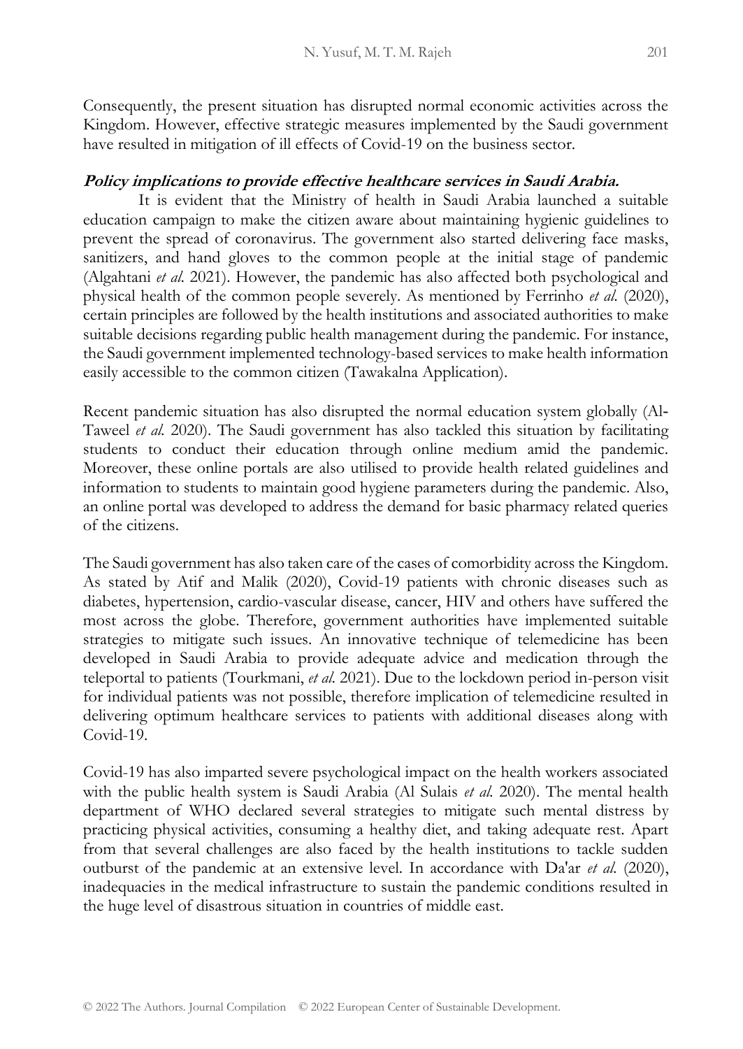Consequently, the present situation has disrupted normal economic activities across the Kingdom. However, effective strategic measures implemented by the Saudi government have resulted in mitigation of ill effects of Covid-19 on the business sector.

***Policy implications to provide effective healthcare services in Saudi Arabia.***

It is evident that the Ministry of health in Saudi Arabia launched a suitable education campaign to make the citizen aware about maintaining hygienic guidelines to prevent the spread of coronavirus. The government also started delivering face masks, sanitizers, and hand gloves to the common people at the initial stage of pandemic (Algahtani *et al.* 2021). However, the pandemic has also affected both psychological and physical health of the common people severely. As mentioned by Ferrinho *et al.* (2020), certain principles are followed by the health institutions and associated authorities to make suitable decisions regarding public health management during the pandemic. For instance, the Saudi government implemented technology-based services to make health information easily accessible to the common citizen (Tawakalna Application).

Recent pandemic situation has also disrupted the normal education system globally (Al-Taweel *et al.* 2020). The Saudi government has also tackled this situation by facilitating students to conduct their education through online medium amid the pandemic. Moreover, these online portals are also utilised to provide health related guidelines and information to students to maintain good hygiene parameters during the pandemic. Also, an online portal was developed to address the demand for basic pharmacy related queries of the citizens.

The Saudi government has also taken care of the cases of comorbidity across the Kingdom. As stated by Atif and Malik (2020), Covid-19 patients with chronic diseases such as diabetes, hypertension, cardio-vascular disease, cancer, HIV and others have suffered the most across the globe. Therefore, government authorities have implemented suitable strategies to mitigate such issues. An innovative technique of telemedicine has been developed in Saudi Arabia to provide adequate advice and medication through the teleportal to patients (Tourkmani, *et al.* 2021). Due to the lockdown period in-person visit for individual patients was not possible, therefore implication of telemedicine resulted in delivering optimum healthcare services to patients with additional diseases along with Covid-19.

Covid-19 has also imparted severe psychological impact on the health workers associated with the public health system is Saudi Arabia (Al Sulais *et al.* 2020). The mental health department of WHO declared several strategies to mitigate such mental distress by practicing physical activities, consuming a healthy diet, and taking adequate rest. Apart from that several challenges are also faced by the health institutions to tackle sudden outburst of the pandemic at an extensive level. In accordance with Da'ar *et al.* (2020), inadequacies in the medical infrastructure to sustain the pandemic conditions resulted in the huge level of disastrous situation in countries of middle east.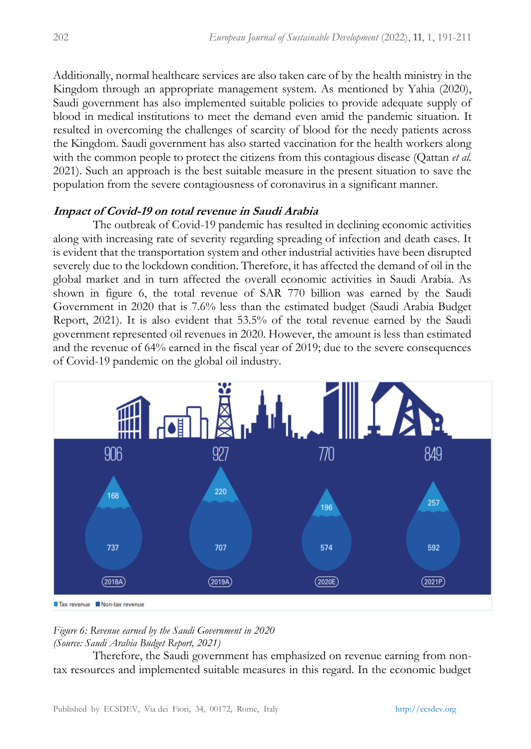Additionally, normal healthcare services are also taken care of by the health ministry in the Kingdom through an appropriate management system. As mentioned by Yahia (2020), Saudi government has also implemented suitable policies to provide adequate supply of blood in medical institutions to meet the demand even amid the pandemic situation. It resulted in overcoming the challenges of scarcity of blood for the needy patients across the Kingdom. Saudi government has also started vaccination for the health workers along with the common people to protect the citizens from this contagious disease (Qattan *et al.* 2021). Such an approach is the best suitable measure in the present situation to save the population from the severe contagiousness of coronavirus in a significant manner.

### *Impact of Covid-19 on total revenue in Saudi Arabia*

The outbreak of Covid-19 pandemic has resulted in declining economic activities along with increasing rate of severity regarding spreading of infection and death cases. It is evident that the transportation system and other industrial activities have been disrupted severely due to the lockdown condition. Therefore, it has affected the demand of oil in the global market and in turn affected the overall economic activities in Saudi Arabia. As shown in figure 6, the total revenue of SAR 770 billion was earned by the Saudi Government in 2020 that is 7.6% less than the estimated budget (Saudi Arabia Budget Report, 2021). It is also evident that 53.5% of the total revenue earned by the Saudi government represented oil revenues in 2020. However, the amount is less than estimated and the revenue of 64% earned in the fiscal year of 2019; due to the severe consequences of Covid-19 pandemic on the global oil industry.

| | 2018A | 2019A | 2020E | 2021P |
|---|---|---|---|---|
| Total | 906 | 927 | 770 | 849 |
| Tax revenue | 168 | 220 | 196 | 257 |
| Non-tax revenue | 737 | 707 | 574 | 592 |

*Figure 6: Revenue earned by the Saudi Government in 2020*
*(Source: Saudi Arabia Budget Report, 2021)*

Therefore, the Saudi government has emphasized on revenue earning from non-tax resources and implemented suitable measures in this regard. In the economic budget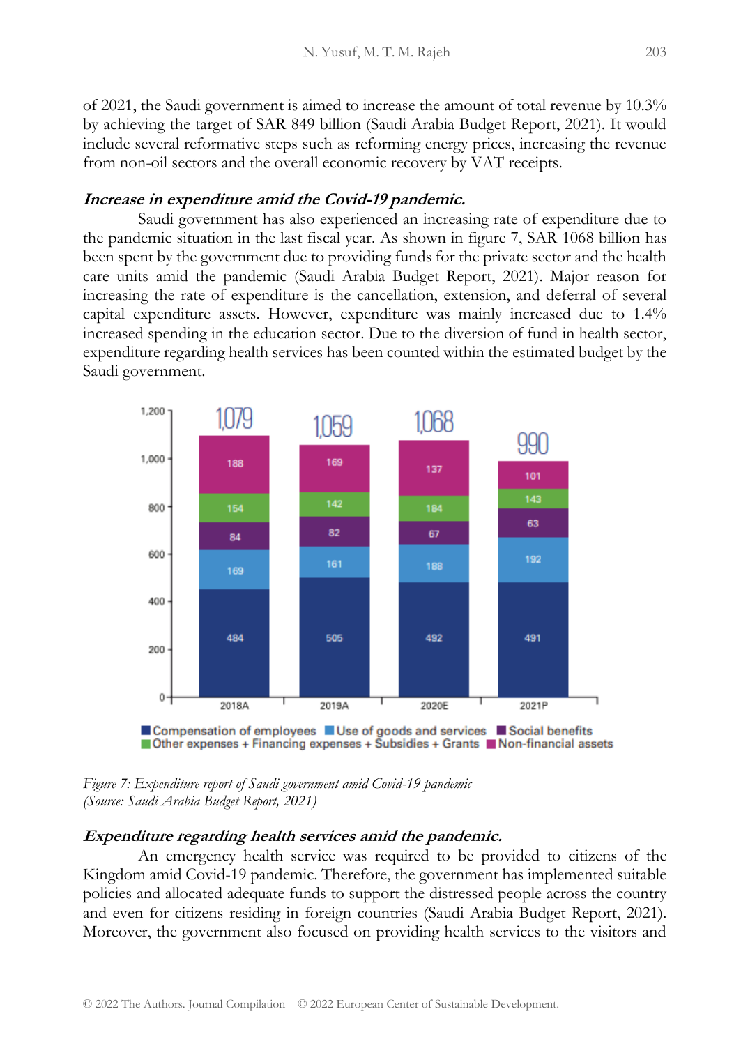of 2021, the Saudi government is aimed to increase the amount of total revenue by 10.3% by achieving the target of SAR 849 billion (Saudi Arabia Budget Report, 2021). It would include several reformative steps such as reforming energy prices, increasing the revenue from non-oil sectors and the overall economic recovery by VAT receipts.

***Increase in expenditure amid the Covid-19 pandemic.***

Saudi government has also experienced an increasing rate of expenditure due to the pandemic situation in the last fiscal year. As shown in figure 7, SAR 1068 billion has been spent by the government due to providing funds for the private sector and the health care units amid the pandemic (Saudi Arabia Budget Report, 2021). Major reason for increasing the rate of expenditure is the cancellation, extension, and deferral of several capital expenditure assets. However, expenditure was mainly increased due to 1.4% increased spending in the education sector. Due to the diversion of fund in health sector, expenditure regarding health services has been counted within the estimated budget by the Saudi government.

| | 2018A | 2019A | 2020E | 2021P |
|---|---|---|---|---|
| Compensation of employees | 484 | 505 | 492 | 491 |
| Use of goods and services | 169 | 161 | 188 | 192 |
| Social benefits | 84 | 82 | 67 | 63 |
| Other expenses + Financing expenses + Subsidies + Grants | 154 | 142 | 184 | 143 |
| Non-financial assets | 188 | 169 | 137 | 101 |
| Total | 1,079 | 1,059 | 1,068 | 990 |

*Figure 7: Expenditure report of Saudi government amid Covid-19 pandemic (Source: Saudi Arabia Budget Report, 2021)*

***Expenditure regarding health services amid the pandemic.***

An emergency health service was required to be provided to citizens of the Kingdom amid Covid-19 pandemic. Therefore, the government has implemented suitable policies and allocated adequate funds to support the distressed people across the country and even for citizens residing in foreign countries (Saudi Arabia Budget Report, 2021). Moreover, the government also focused on providing health services to the visitors and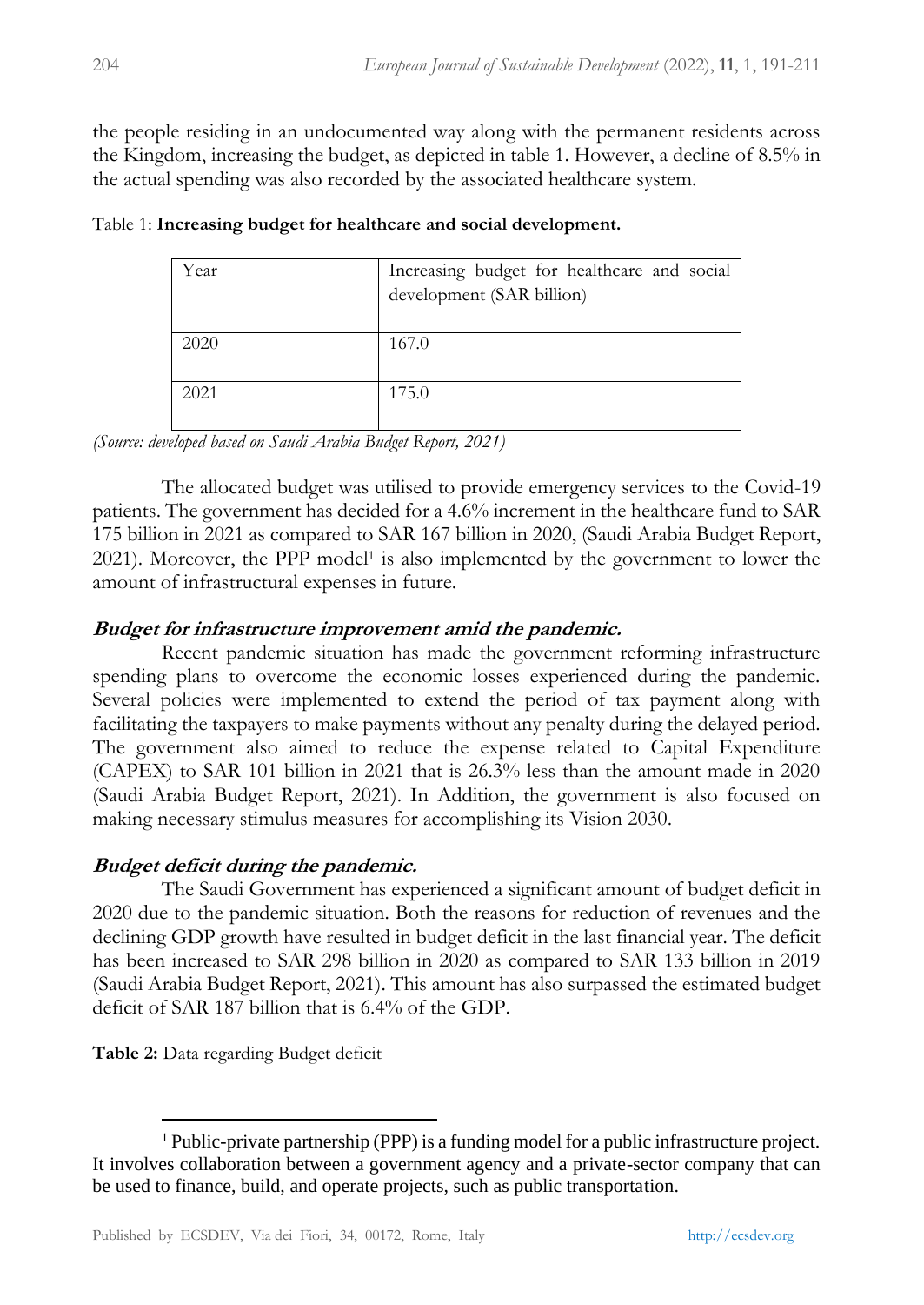the people residing in an undocumented way along with the permanent residents across the Kingdom, increasing the budget, as depicted in table 1. However, a decline of 8.5% in the actual spending was also recorded by the associated healthcare system.

Table 1: **Increasing budget for healthcare and social development.**

| Year | Increasing budget for healthcare and social development (SAR billion) |
|---|---|
| 2020 | 167.0 |
| 2021 | 175.0 |

*(Source: developed based on Saudi Arabia Budget Report, 2021)*

The allocated budget was utilised to provide emergency services to the Covid-19 patients. The government has decided for a 4.6% increment in the healthcare fund to SAR 175 billion in 2021 as compared to SAR 167 billion in 2020, (Saudi Arabia Budget Report, 2021). Moreover, the PPP model[1] is also implemented by the government to lower the amount of infrastructural expenses in future.

### *Budget for infrastructure improvement amid the pandemic.*

Recent pandemic situation has made the government reforming infrastructure spending plans to overcome the economic losses experienced during the pandemic. Several policies were implemented to extend the period of tax payment along with facilitating the taxpayers to make payments without any penalty during the delayed period. The government also aimed to reduce the expense related to Capital Expenditure (CAPEX) to SAR 101 billion in 2021 that is 26.3% less than the amount made in 2020 (Saudi Arabia Budget Report, 2021). In Addition, the government is also focused on making necessary stimulus measures for accomplishing its Vision 2030.

### *Budget deficit during the pandemic.*

The Saudi Government has experienced a significant amount of budget deficit in 2020 due to the pandemic situation. Both the reasons for reduction of revenues and the declining GDP growth have resulted in budget deficit in the last financial year. The deficit has been increased to SAR 298 billion in 2020 as compared to SAR 133 billion in 2019 (Saudi Arabia Budget Report, 2021). This amount has also surpassed the estimated budget deficit of SAR 187 billion that is 6.4% of the GDP.

**Table 2:** Data regarding Budget deficit

[1] Public-private partnership (PPP) is a funding model for a public infrastructure project. It involves collaboration between a government agency and a private-sector company that can be used to finance, build, and operate projects, such as public transportation.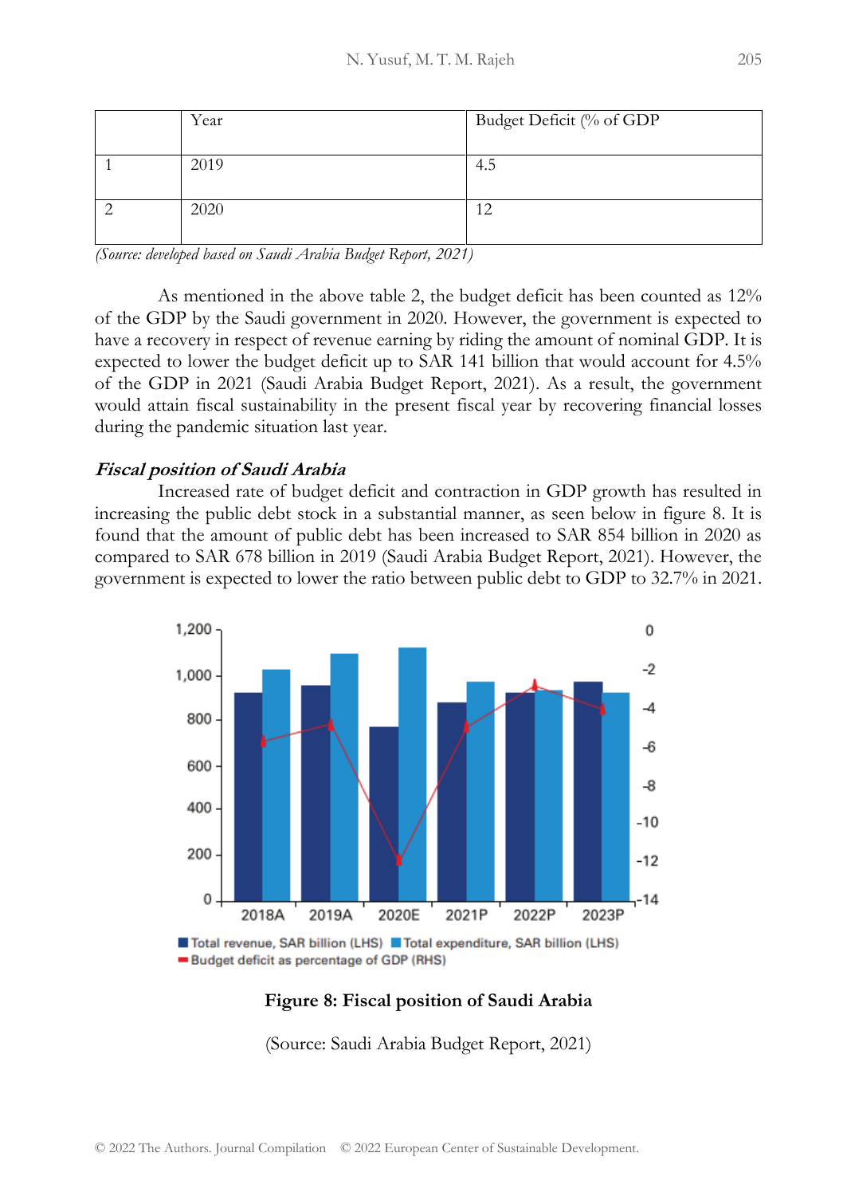|   | Year | Budget Deficit (% of GDP |
|---|---|---|
| 1 | 2019 | 4.5 |
| 2 | 2020 | 12 |

*(Source: developed based on Saudi Arabia Budget Report, 2021)*

As mentioned in the above table 2, the budget deficit has been counted as 12% of the GDP by the Saudi government in 2020. However, the government is expected to have a recovery in respect of revenue earning by riding the amount of nominal GDP. It is expected to lower the budget deficit up to SAR 141 billion that would account for 4.5% of the GDP in 2021 (Saudi Arabia Budget Report, 2021). As a result, the government would attain fiscal sustainability in the present fiscal year by recovering financial losses during the pandemic situation last year.

***Fiscal position of Saudi Arabia***

Increased rate of budget deficit and contraction in GDP growth has resulted in increasing the public debt stock in a substantial manner, as seen below in figure 8. It is found that the amount of public debt has been increased to SAR 854 billion in 2020 as compared to SAR 678 billion in 2019 (Saudi Arabia Budget Report, 2021). However, the government is expected to lower the ratio between public debt to GDP to 32.7% in 2021.

**Figure 8: Fiscal position of Saudi Arabia**

(Source: Saudi Arabia Budget Report, 2021)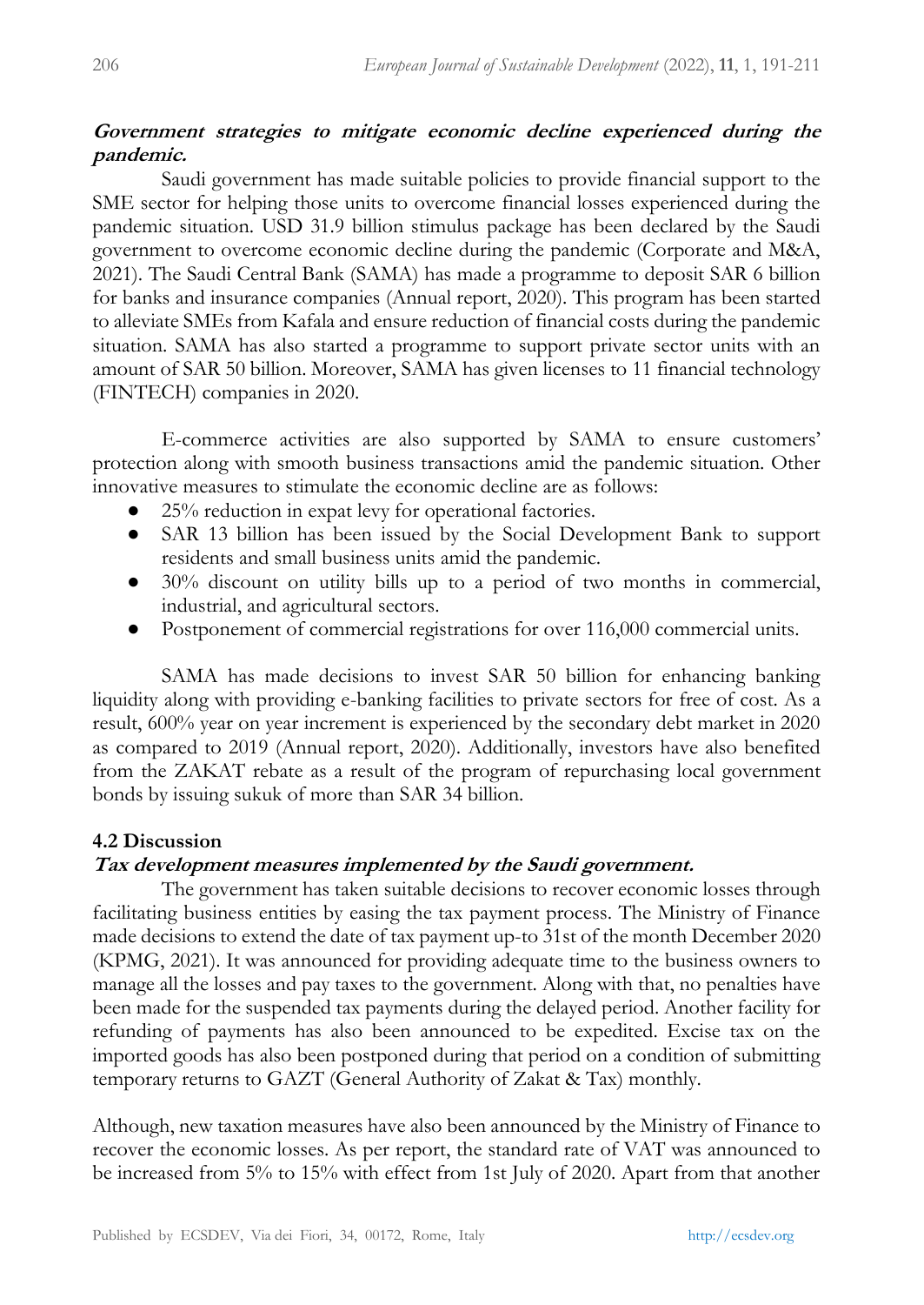***Government strategies to mitigate economic decline experienced during the pandemic.***

Saudi government has made suitable policies to provide financial support to the SME sector for helping those units to overcome financial losses experienced during the pandemic situation. USD 31.9 billion stimulus package has been declared by the Saudi government to overcome economic decline during the pandemic (Corporate and M&A, 2021). The Saudi Central Bank (SAMA) has made a programme to deposit SAR 6 billion for banks and insurance companies (Annual report, 2020). This program has been started to alleviate SMEs from Kafala and ensure reduction of financial costs during the pandemic situation. SAMA has also started a programme to support private sector units with an amount of SAR 50 billion. Moreover, SAMA has given licenses to 11 financial technology (FINTECH) companies in 2020.

E-commerce activities are also supported by SAMA to ensure customers' protection along with smooth business transactions amid the pandemic situation. Other innovative measures to stimulate the economic decline are as follows:

- 25% reduction in expat levy for operational factories.
- SAR 13 billion has been issued by the Social Development Bank to support residents and small business units amid the pandemic.
- 30% discount on utility bills up to a period of two months in commercial, industrial, and agricultural sectors.
- Postponement of commercial registrations for over 116,000 commercial units.

SAMA has made decisions to invest SAR 50 billion for enhancing banking liquidity along with providing e-banking facilities to private sectors for free of cost. As a result, 600% year on year increment is experienced by the secondary debt market in 2020 as compared to 2019 (Annual report, 2020). Additionally, investors have also benefited from the ZAKAT rebate as a result of the program of repurchasing local government bonds by issuing sukuk of more than SAR 34 billion.

## 4.2 Discussion

***Tax development measures implemented by the Saudi government.***

The government has taken suitable decisions to recover economic losses through facilitating business entities by easing the tax payment process. The Ministry of Finance made decisions to extend the date of tax payment up-to 31st of the month December 2020 (KPMG, 2021). It was announced for providing adequate time to the business owners to manage all the losses and pay taxes to the government. Along with that, no penalties have been made for the suspended tax payments during the delayed period. Another facility for refunding of payments has also been announced to be expedited. Excise tax on the imported goods has also been postponed during that period on a condition of submitting temporary returns to GAZT (General Authority of Zakat & Tax) monthly.

Although, new taxation measures have also been announced by the Ministry of Finance to recover the economic losses. As per report, the standard rate of VAT was announced to be increased from 5% to 15% with effect from 1st July of 2020. Apart from that another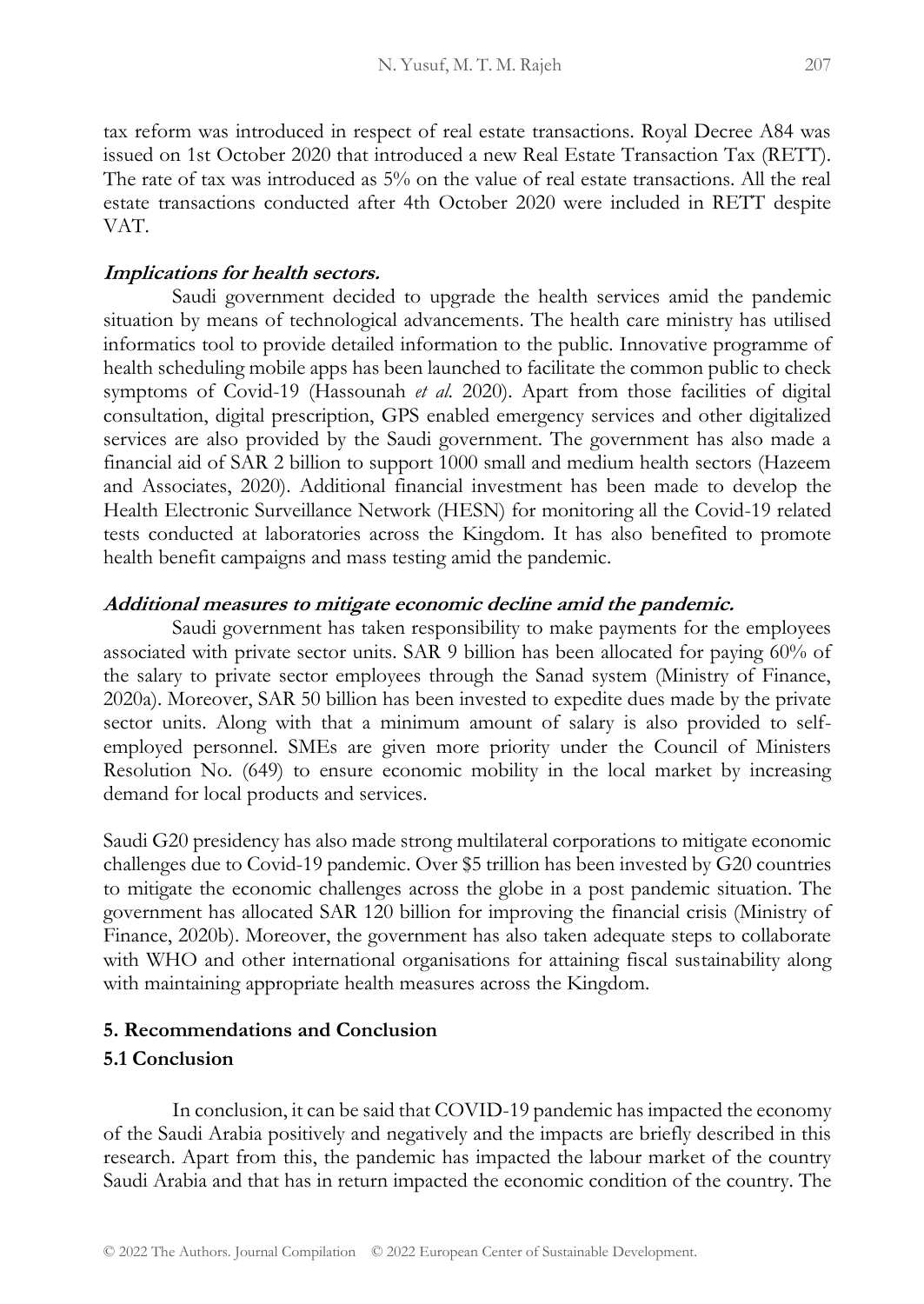tax reform was introduced in respect of real estate transactions. Royal Decree A84 was issued on 1st October 2020 that introduced a new Real Estate Transaction Tax (RETT). The rate of tax was introduced as 5% on the value of real estate transactions. All the real estate transactions conducted after 4th October 2020 were included in RETT despite VAT.

***Implications for health sectors.***

Saudi government decided to upgrade the health services amid the pandemic situation by means of technological advancements. The health care ministry has utilised informatics tool to provide detailed information to the public. Innovative programme of health scheduling mobile apps has been launched to facilitate the common public to check symptoms of Covid-19 (Hassounah *et al.* 2020). Apart from those facilities of digital consultation, digital prescription, GPS enabled emergency services and other digitalized services are also provided by the Saudi government. The government has also made a financial aid of SAR 2 billion to support 1000 small and medium health sectors (Hazeem and Associates, 2020). Additional financial investment has been made to develop the Health Electronic Surveillance Network (HESN) for monitoring all the Covid-19 related tests conducted at laboratories across the Kingdom. It has also benefited to promote health benefit campaigns and mass testing amid the pandemic.

***Additional measures to mitigate economic decline amid the pandemic.***

Saudi government has taken responsibility to make payments for the employees associated with private sector units. SAR 9 billion has been allocated for paying 60% of the salary to private sector employees through the Sanad system (Ministry of Finance, 2020a). Moreover, SAR 50 billion has been invested to expedite dues made by the private sector units. Along with that a minimum amount of salary is also provided to self-employed personnel. SMEs are given more priority under the Council of Ministers Resolution No. (649) to ensure economic mobility in the local market by increasing demand for local products and services.

Saudi G20 presidency has also made strong multilateral corporations to mitigate economic challenges due to Covid-19 pandemic. Over $5 trillion has been invested by G20 countries to mitigate the economic challenges across the globe in a post pandemic situation. The government has allocated SAR 120 billion for improving the financial crisis (Ministry of Finance, 2020b). Moreover, the government has also taken adequate steps to collaborate with WHO and other international organisations for attaining fiscal sustainability along with maintaining appropriate health measures across the Kingdom.

## 5. Recommendations and Conclusion

### 5.1 Conclusion

In conclusion, it can be said that COVID-19 pandemic has impacted the economy of the Saudi Arabia positively and negatively and the impacts are briefly described in this research. Apart from this, the pandemic has impacted the labour market of the country Saudi Arabia and that has in return impacted the economic condition of the country. The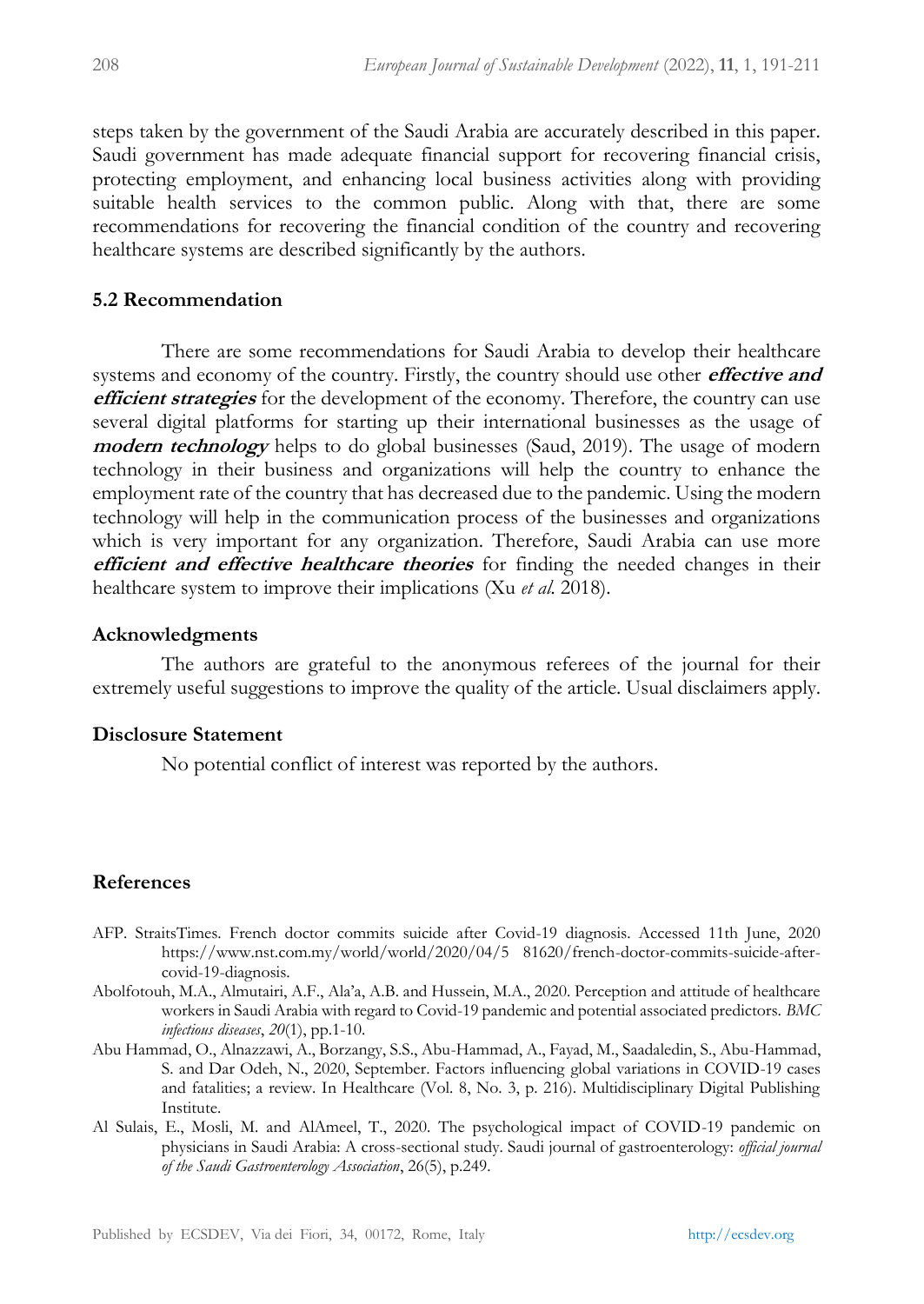steps taken by the government of the Saudi Arabia are accurately described in this paper. Saudi government has made adequate financial support for recovering financial crisis, protecting employment, and enhancing local business activities along with providing suitable health services to the common public. Along with that, there are some recommendations for recovering the financial condition of the country and recovering healthcare systems are described significantly by the authors.

### 5.2 Recommendation

There are some recommendations for Saudi Arabia to develop their healthcare systems and economy of the country. Firstly, the country should use other ***effective and efficient strategies*** for the development of the economy. Therefore, the country can use several digital platforms for starting up their international businesses as the usage of ***modern technology*** helps to do global businesses (Saud, 2019). The usage of modern technology in their business and organizations will help the country to enhance the employment rate of the country that has decreased due to the pandemic. Using the modern technology will help in the communication process of the businesses and organizations which is very important for any organization. Therefore, Saudi Arabia can use more ***efficient and effective healthcare theories*** for finding the needed changes in their healthcare system to improve their implications (Xu *et al.* 2018).

### Acknowledgments

The authors are grateful to the anonymous referees of the journal for their extremely useful suggestions to improve the quality of the article. Usual disclaimers apply.

### Disclosure Statement

No potential conflict of interest was reported by the authors.

### References

AFP. StraitsTimes. French doctor commits suicide after Covid-19 diagnosis. Accessed 11th June, 2020 https://www.nst.com.my/world/world/2020/04/5 81620/french-doctor-commits-suicide-after-covid-19-diagnosis.

Abolfotouh, M.A., Almutairi, A.F., Ala'a, A.B. and Hussein, M.A., 2020. Perception and attitude of healthcare workers in Saudi Arabia with regard to Covid-19 pandemic and potential associated predictors. *BMC infectious diseases*, *20*(1), pp.1-10.

Abu Hammad, O., Alnazzawi, A., Borzangy, S.S., Abu-Hammad, A., Fayad, M., Saadaledin, S., Abu-Hammad, S. and Dar Odeh, N., 2020, September. Factors influencing global variations in COVID-19 cases and fatalities; a review. In Healthcare (Vol. 8, No. 3, p. 216). Multidisciplinary Digital Publishing Institute.

Al Sulais, E., Mosli, M. and AlAmeel, T., 2020. The psychological impact of COVID-19 pandemic on physicians in Saudi Arabia: A cross-sectional study. Saudi journal of gastroenterology: *official journal of the Saudi Gastroenterology Association*, 26(5), p.249.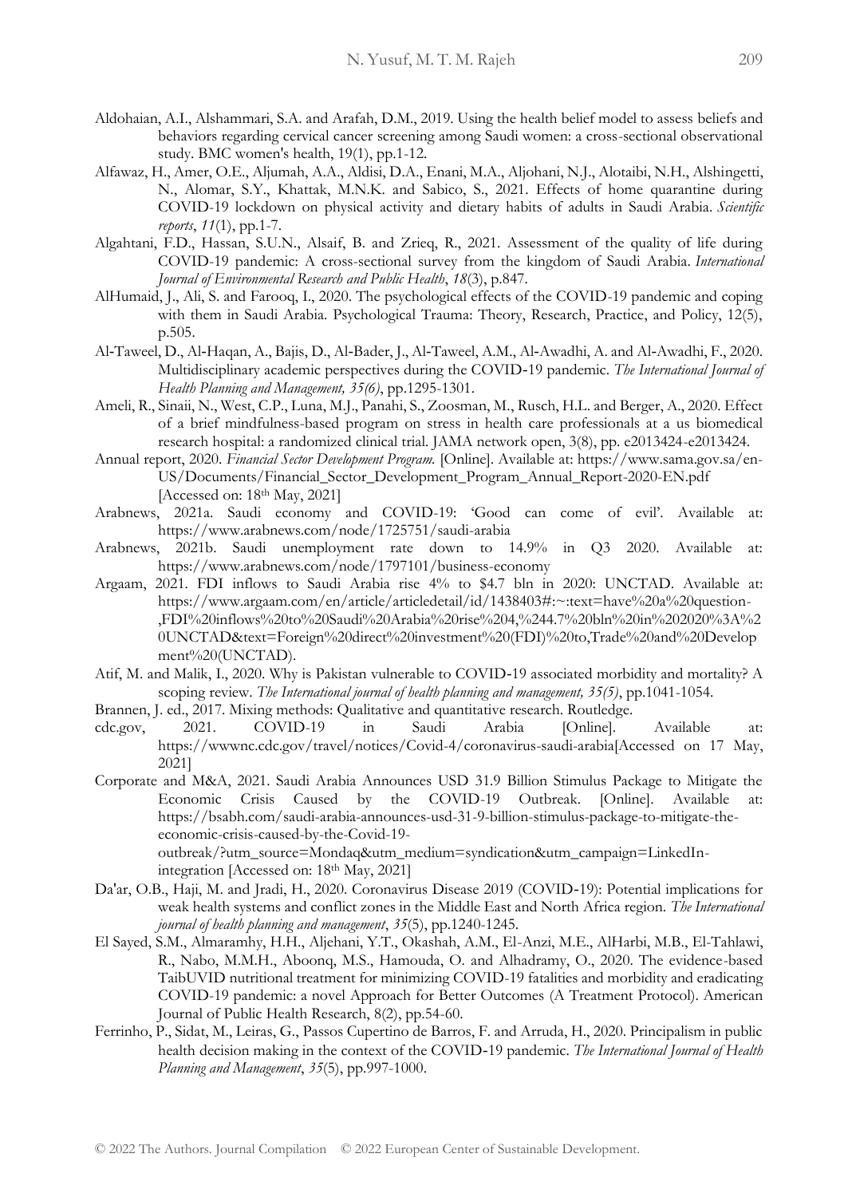Aldohaian, A.I., Alshammari, S.A. and Arafah, D.M., 2019. Using the health belief model to assess beliefs and behaviors regarding cervical cancer screening among Saudi women: a cross-sectional observational study. BMC women's health, 19(1), pp.1-12.

Alfawaz, H., Amer, O.E., Aljumah, A.A., Aldisi, D.A., Enani, M.A., Aljohani, N.J., Alotaibi, N.H., Alshingetti, N., Alomar, S.Y., Khattak, M.N.K. and Sabico, S., 2021. Effects of home quarantine during COVID-19 lockdown on physical activity and dietary habits of adults in Saudi Arabia. *Scientific reports*, *11*(1), pp.1-7.

Algahtani, F.D., Hassan, S.U.N., Alsaif, B. and Zrieq, R., 2021. Assessment of the quality of life during COVID-19 pandemic: A cross-sectional survey from the kingdom of Saudi Arabia. *International Journal of Environmental Research and Public Health*, *18*(3), p.847.

AlHumaid, J., Ali, S. and Farooq, I., 2020. The psychological effects of the COVID-19 pandemic and coping with them in Saudi Arabia. Psychological Trauma: Theory, Research, Practice, and Policy, 12(5), p.505.

Al‐Taweel, D., Al‐Haqan, A., Bajis, D., Al‐Bader, J., Al‐Taweel, A.M., Al‐Awadhi, A. and Al‐Awadhi, F., 2020. Multidisciplinary academic perspectives during the COVID‐19 pandemic. *The International Journal of Health Planning and Management, 35(6)*, pp.1295-1301.

Ameli, R., Sinaii, N., West, C.P., Luna, M.J., Panahi, S., Zoosman, M., Rusch, H.L. and Berger, A., 2020. Effect of a brief mindfulness-based program on stress in health care professionals at a us biomedical research hospital: a randomized clinical trial. JAMA network open, 3(8), pp. e2013424-e2013424.

Annual report, 2020. *Financial Sector Development Program.* [Online]. Available at: https://www.sama.gov.sa/en-US/Documents/Financial_Sector_Development_Program_Annual_Report-2020-EN.pdf [Accessed on: 18th May, 2021]

Arabnews, 2021a. Saudi economy and COVID-19: 'Good can come of evil'. Available at: https://www.arabnews.com/node/1725751/saudi-arabia

Arabnews, 2021b. Saudi unemployment rate down to 14.9% in Q3 2020. Available at: https://www.arabnews.com/node/1797101/business-economy

Argaam, 2021. FDI inflows to Saudi Arabia rise 4% to $4.7 bln in 2020: UNCTAD. Available at: https://www.argaam.com/en/article/articledetail/id/1438403#:~:text=have%20a%20question-,FDI%20inflows%20to%20Saudi%20Arabia%20rise%204,%244.7%20bln%20in%202020%3A%20UNCTAD&text=Foreign%20direct%20investment%20(FDI)%20to,Trade%20and%20Development%20(UNCTAD).

Atif, M. and Malik, I., 2020. Why is Pakistan vulnerable to COVID‐19 associated morbidity and mortality? A scoping review. *The International journal of health planning and management, 35(5)*, pp.1041-1054.

Brannen, J. ed., 2017. Mixing methods: Qualitative and quantitative research. Routledge.

cdc.gov, 2021. COVID-19 in Saudi Arabia [Online]. Available at: https://wwwnc.cdc.gov/travel/notices/Covid-4/coronavirus-saudi-arabia[Accessed on 17 May, 2021]

Corporate and M&A, 2021. Saudi Arabia Announces USD 31.9 Billion Stimulus Package to Mitigate the Economic Crisis Caused by the COVID-19 Outbreak. [Online]. Available at: https://bsabh.com/saudi-arabia-announces-usd-31-9-billion-stimulus-package-to-mitigate-the-economic-crisis-caused-by-the-Covid-19-outbreak/?utm_source=Mondaq&utm_medium=syndication&utm_campaign=LinkedIn-integration [Accessed on: 18th May, 2021]

Da'ar, O.B., Haji, M. and Jradi, H., 2020. Coronavirus Disease 2019 (COVID‐19): Potential implications for weak health systems and conflict zones in the Middle East and North Africa region. *The International journal of health planning and management*, *35*(5), pp.1240-1245.

El Sayed, S.M., Almaramhy, H.H., Aljehani, Y.T., Okashah, A.M., El-Anzi, M.E., AlHarbi, M.B., El-Tahlawi, R., Nabo, M.M.H., Aboonq, M.S., Hamouda, O. and Alhadramy, O., 2020. The evidence-based TaibUVID nutritional treatment for minimizing COVID-19 fatalities and morbidity and eradicating COVID-19 pandemic: a novel Approach for Better Outcomes (A Treatment Protocol). American Journal of Public Health Research, 8(2), pp.54-60.

Ferrinho, P., Sidat, M., Leiras, G., Passos Cupertino de Barros, F. and Arruda, H., 2020. Principalism in public health decision making in the context of the COVID‐19 pandemic. *The International Journal of Health Planning and Management*, *35*(5), pp.997-1000.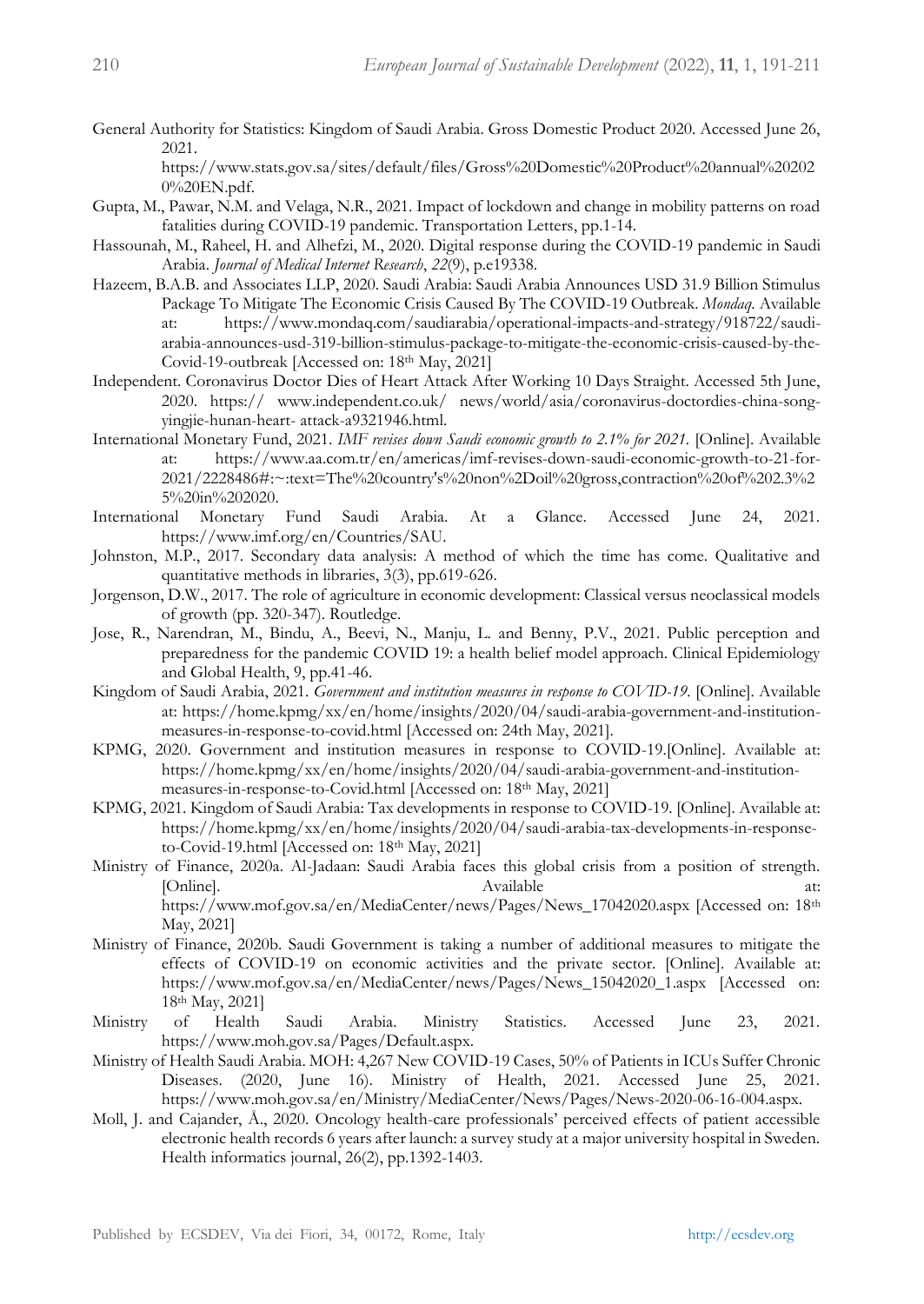General Authority for Statistics: Kingdom of Saudi Arabia. Gross Domestic Product 2020. Accessed June 26, 2021. https://www.stats.gov.sa/sites/default/files/Gross%20Domestic%20Product%20annual%202020%20EN.pdf.

Gupta, M., Pawar, N.M. and Velaga, N.R., 2021. Impact of lockdown and change in mobility patterns on road fatalities during COVID-19 pandemic. Transportation Letters, pp.1-14.

Hassounah, M., Raheel, H. and Alhefzi, M., 2020. Digital response during the COVID-19 pandemic in Saudi Arabia. *Journal of Medical Internet Research*, *22*(9), p.e19338.

Hazeem, B.A.B. and Associates LLP, 2020. Saudi Arabia: Saudi Arabia Announces USD 31.9 Billion Stimulus Package To Mitigate The Economic Crisis Caused By The COVID-19 Outbreak. *Mondaq.* Available at: https://www.mondaq.com/saudiarabia/operational-impacts-and-strategy/918722/saudi-arabia-announces-usd-319-billion-stimulus-package-to-mitigate-the-economic-crisis-caused-by-the-Covid-19-outbreak [Accessed on: 18th May, 2021]

Independent. Coronavirus Doctor Dies of Heart Attack After Working 10 Days Straight. Accessed 5th June, 2020. https:// www.independent.co.uk/ news/world/asia/coronavirus-doctordies-china-song-yingjie-hunan-heart- attack-a9321946.html.

International Monetary Fund, 2021. *IMF revises down Saudi economic growth to 2.1% for 2021.* [Online]. Available at: https://www.aa.com.tr/en/americas/imf-revises-down-saudi-economic-growth-to-21-for-2021/2228486#:~:text=The%20country's%20non%2Doil%20gross,contraction%20of%202.3%25%20in%202020.

International Monetary Fund Saudi Arabia. At a Glance. Accessed June 24, 2021. https://www.imf.org/en/Countries/SAU.

Johnston, M.P., 2017. Secondary data analysis: A method of which the time has come. Qualitative and quantitative methods in libraries, 3(3), pp.619-626.

Jorgenson, D.W., 2017. The role of agriculture in economic development: Classical versus neoclassical models of growth (pp. 320-347). Routledge.

Jose, R., Narendran, M., Bindu, A., Beevi, N., Manju, L. and Benny, P.V., 2021. Public perception and preparedness for the pandemic COVID 19: a health belief model approach. Clinical Epidemiology and Global Health, 9, pp.41-46.

Kingdom of Saudi Arabia, 2021. *Government and institution measures in response to COVID-19.* [Online]. Available at: https://home.kpmg/xx/en/home/insights/2020/04/saudi-arabia-government-and-institution-measures-in-response-to-covid.html [Accessed on: 24th May, 2021].

KPMG, 2020. Government and institution measures in response to COVID-19.[Online]. Available at: https://home.kpmg/xx/en/home/insights/2020/04/saudi-arabia-government-and-institution-measures-in-response-to-Covid.html [Accessed on: 18th May, 2021]

KPMG, 2021. Kingdom of Saudi Arabia: Tax developments in response to COVID-19. [Online]. Available at: https://home.kpmg/xx/en/home/insights/2020/04/saudi-arabia-tax-developments-in-response-to-Covid-19.html [Accessed on: 18th May, 2021]

Ministry of Finance, 2020a. Al-Jadaan: Saudi Arabia faces this global crisis from a position of strength. [Online]. Available at: https://www.mof.gov.sa/en/MediaCenter/news/Pages/News_17042020.aspx [Accessed on: 18th May, 2021]

Ministry of Finance, 2020b. Saudi Government is taking a number of additional measures to mitigate the effects of COVID-19 on economic activities and the private sector. [Online]. Available at: https://www.mof.gov.sa/en/MediaCenter/news/Pages/News_15042020_1.aspx [Accessed on: 18th May, 2021]

Ministry of Health Saudi Arabia. Ministry Statistics. Accessed June 23, 2021. https://www.moh.gov.sa/Pages/Default.aspx.

Ministry of Health Saudi Arabia. MOH: 4,267 New COVID-19 Cases, 50% of Patients in ICUs Suffer Chronic Diseases. (2020, June 16). Ministry of Health, 2021. Accessed June 25, 2021. https://www.moh.gov.sa/en/Ministry/MediaCenter/News/Pages/News-2020-06-16-004.aspx.

Moll, J. and Cajander, Å., 2020. Oncology health-care professionals' perceived effects of patient accessible electronic health records 6 years after launch: a survey study at a major university hospital in Sweden. Health informatics journal, 26(2), pp.1392-1403.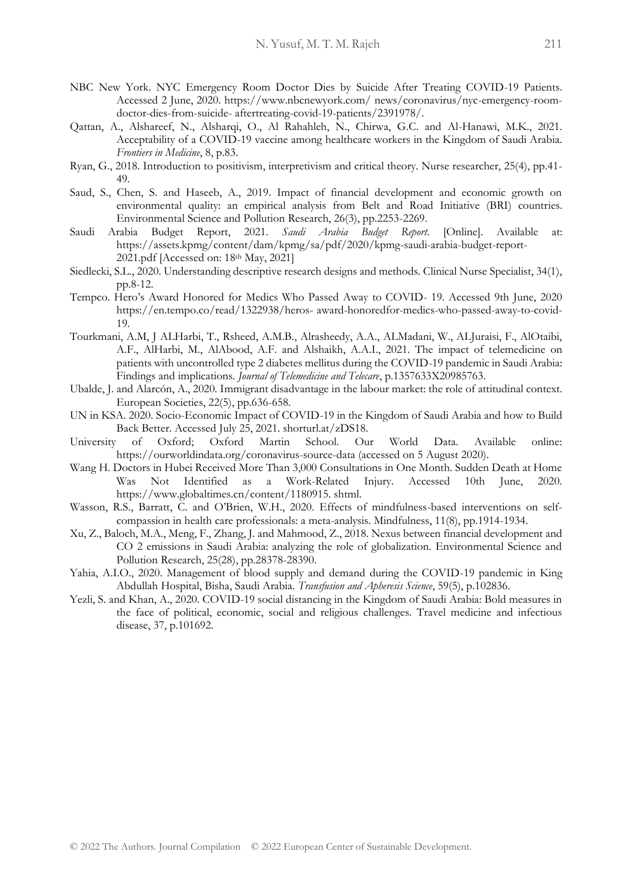NBC New York. NYC Emergency Room Doctor Dies by Suicide After Treating COVID-19 Patients. Accessed 2 June, 2020. https://www.nbcnewyork.com/ news/coronavirus/nyc-emergency-room-doctor-dies-from-suicide- aftertreating-covid-19-patients/2391978/.

Qattan, A., Alshareef, N., Alsharqi, O., Al Rahahleh, N., Chirwa, G.C. and Al-Hanawi, M.K., 2021. Acceptability of a COVID-19 vaccine among healthcare workers in the Kingdom of Saudi Arabia. *Frontiers in Medicine*, 8, p.83.

Ryan, G., 2018. Introduction to positivism, interpretivism and critical theory. Nurse researcher, 25(4), pp.41-49.

Saud, S., Chen, S. and Haseeb, A., 2019. Impact of financial development and economic growth on environmental quality: an empirical analysis from Belt and Road Initiative (BRI) countries. Environmental Science and Pollution Research, 26(3), pp.2253-2269.

Saudi Arabia Budget Report, 2021. *Saudi Arabia Budget Report*. [Online]. Available at: https://assets.kpmg/content/dam/kpmg/sa/pdf/2020/kpmg-saudi-arabia-budget-report-2021.pdf [Accessed on: 18th May, 2021]

Siedlecki, S.L., 2020. Understanding descriptive research designs and methods. Clinical Nurse Specialist, 34(1), pp.8-12.

Tempco. Hero's Award Honored for Medics Who Passed Away to COVID- 19. Accessed 9th June, 2020 https://en.tempo.co/read/1322938/heros- award-honoredfor-medics-who-passed-away-to-covid-19.

Tourkmani, A.M, J ALHarbi, T., Rsheed, A.M.B., Alrasheedy, A.A., ALMadani, W., ALJuraisi, F., AlOtaibi, A.F., AlHarbi, M., AlAbood, A.F. and Alshaikh, A.A.I., 2021. The impact of telemedicine on patients with uncontrolled type 2 diabetes mellitus during the COVID-19 pandemic in Saudi Arabia: Findings and implications. *Journal of Telemedicine and Telecare*, p.1357633X20985763.

Ubalde, J. and Alarcón, A., 2020. Immigrant disadvantage in the labour market: the role of attitudinal context. European Societies, 22(5), pp.636-658.

UN in KSA. 2020. Socio-Economic Impact of COVID-19 in the Kingdom of Saudi Arabia and how to Build Back Better. Accessed July 25, 2021. shorturl.at/zDS18.

University of Oxford; Oxford Martin School. Our World Data. Available online: https://ourworldindata.org/coronavirus-source-data (accessed on 5 August 2020).

Wang H. Doctors in Hubei Received More Than 3,000 Consultations in One Month. Sudden Death at Home Was Not Identified as a Work-Related Injury. Accessed 10th June, 2020. https://www.globaltimes.cn/content/1180915. shtml.

Wasson, R.S., Barratt, C. and O'Brien, W.H., 2020. Effects of mindfulness-based interventions on self-compassion in health care professionals: a meta-analysis. Mindfulness, 11(8), pp.1914-1934.

Xu, Z., Baloch, M.A., Meng, F., Zhang, J. and Mahmood, Z., 2018. Nexus between financial development and CO 2 emissions in Saudi Arabia: analyzing the role of globalization. Environmental Science and Pollution Research, 25(28), pp.28378-28390.

Yahia, A.I.O., 2020. Management of blood supply and demand during the COVID-19 pandemic in King Abdullah Hospital, Bisha, Saudi Arabia. *Transfusion and Apheresis Science*, 59(5), p.102836.

Yezli, S. and Khan, A., 2020. COVID-19 social distancing in the Kingdom of Saudi Arabia: Bold measures in the face of political, economic, social and religious challenges. Travel medicine and infectious disease, 37, p.101692.